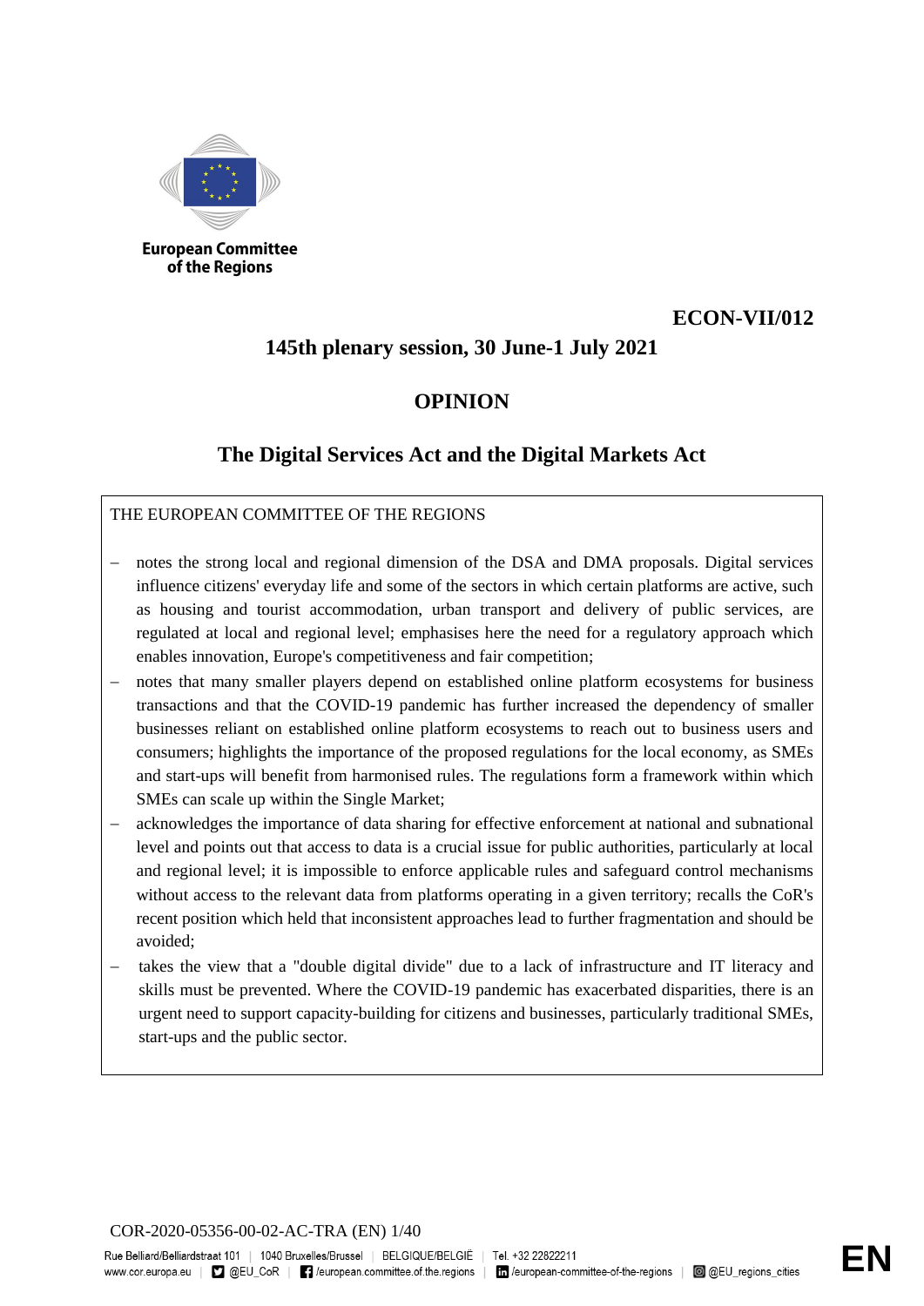European Committee of the Regions

**ECON-VII/012**

**145th plenary session, 30 June-1 July 2021**

# OPINION

## The Digital Services Act and the Digital Markets Act

THE EUROPEAN COMMITTEE OF THE REGIONS

- notes the strong local and regional dimension of the DSA and DMA proposals. Digital services influence citizens' everyday life and some of the sectors in which certain platforms are active, such as housing and tourist accommodation, urban transport and delivery of public services, are regulated at local and regional level; emphasises here the need for a regulatory approach which enables innovation, Europe's competitiveness and fair competition;
- notes that many smaller players depend on established online platform ecosystems for business transactions and that the COVID-19 pandemic has further increased the dependency of smaller businesses reliant on established online platform ecosystems to reach out to business users and consumers; highlights the importance of the proposed regulations for the local economy, as SMEs and start-ups will benefit from harmonised rules. The regulations form a framework within which SMEs can scale up within the Single Market;
- acknowledges the importance of data sharing for effective enforcement at national and subnational level and points out that access to data is a crucial issue for public authorities, particularly at local and regional level; it is impossible to enforce applicable rules and safeguard control mechanisms without access to the relevant data from platforms operating in a given territory; recalls the CoR's recent position which held that inconsistent approaches lead to further fragmentation and should be avoided;
- takes the view that a "double digital divide" due to a lack of infrastructure and IT literacy and skills must be prevented. Where the COVID-19 pandemic has exacerbated disparities, there is an urgent need to support capacity-building for citizens and businesses, particularly traditional SMEs, start-ups and the public sector.

COR-2020-05356-00-02-AC-TRA (EN)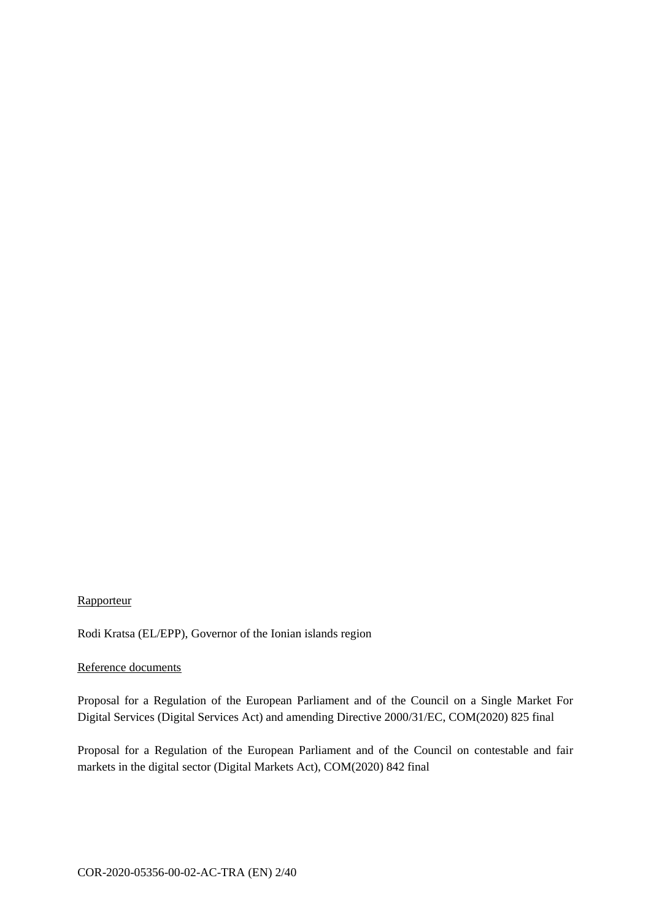Rapporteur

Rodi Kratsa (EL/EPP), Governor of the Ionian islands region

Reference documents

Proposal for a Regulation of the European Parliament and of the Council on a Single Market For Digital Services (Digital Services Act) and amending Directive 2000/31/EC, COM(2020) 825 final

Proposal for a Regulation of the European Parliament and of the Council on contestable and fair markets in the digital sector (Digital Markets Act), COM(2020) 842 final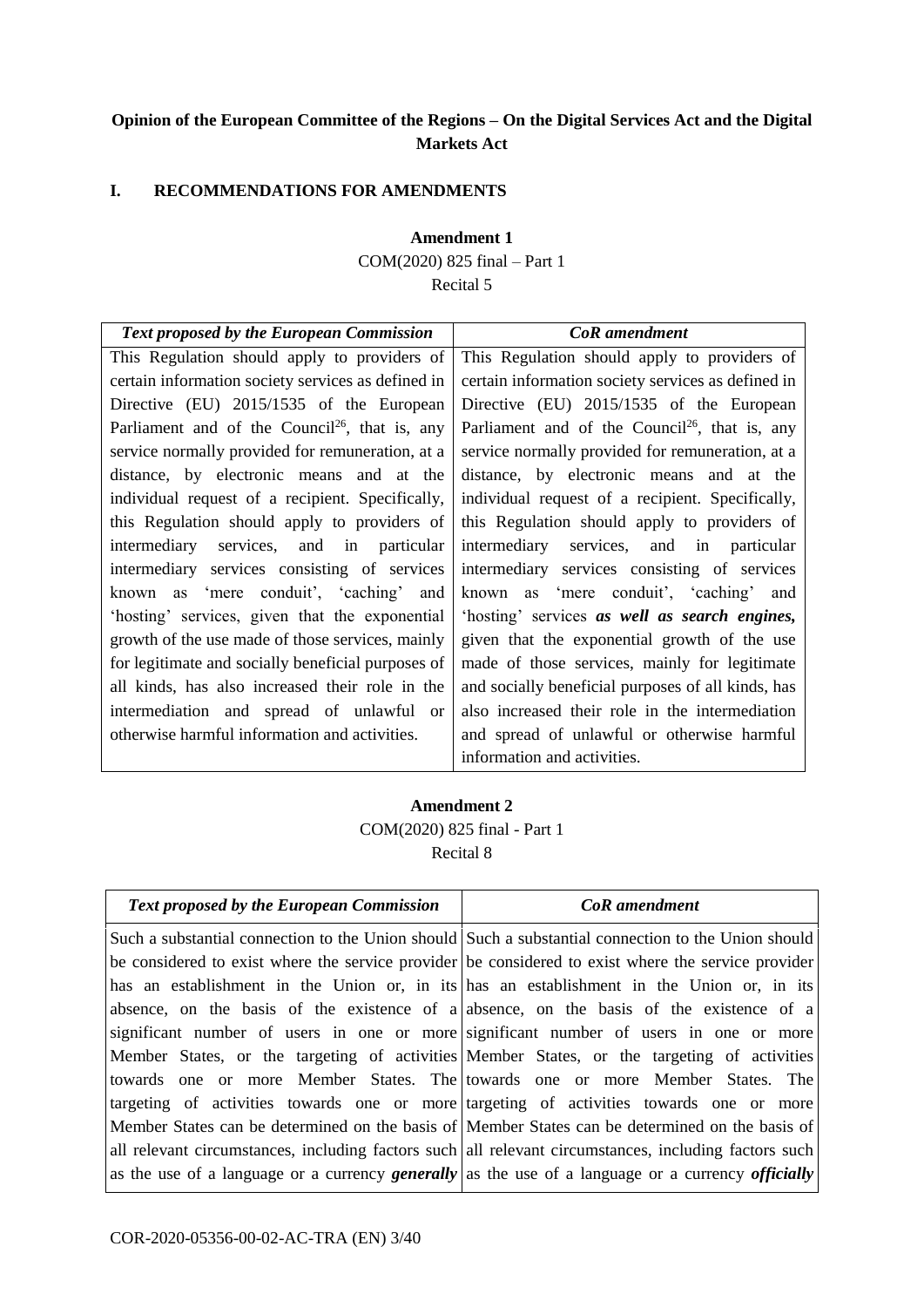**Opinion of the European Committee of the Regions – On the Digital Services Act and the Digital Markets Act**

## I. RECOMMENDATIONS FOR AMENDMENTS

**Amendment 1**

COM(2020) 825 final – Part 1

Recital 5

| *Text proposed by the European Commission* | *CoR amendment* |
| --- | --- |
| This Regulation should apply to providers of certain information society services as defined in Directive (EU) 2015/1535 of the European Parliament and of the Council[26], that is, any service normally provided for remuneration, at a distance, by electronic means and at the individual request of a recipient. Specifically, this Regulation should apply to providers of intermediary services, and in particular intermediary services consisting of services known as 'mere conduit', 'caching' and 'hosting' services, given that the exponential growth of the use made of those services, mainly for legitimate and socially beneficial purposes of all kinds, has also increased their role in the intermediation and spread of unlawful or otherwise harmful information and activities. | This Regulation should apply to providers of certain information society services as defined in Directive (EU) 2015/1535 of the European Parliament and of the Council[26], that is, any service normally provided for remuneration, at a distance, by electronic means and at the individual request of a recipient. Specifically, this Regulation should apply to providers of intermediary services, and in particular intermediary services consisting of services known as 'mere conduit', 'caching' and 'hosting' services ***as well as search engines,*** given that the exponential growth of the use made of those services, mainly for legitimate and socially beneficial purposes of all kinds, has also increased their role in the intermediation and spread of unlawful or otherwise harmful information and activities. |

**Amendment 2**

COM(2020) 825 final - Part 1

Recital 8

| *Text proposed by the European Commission* | *CoR amendment* |
| --- | --- |
| Such a substantial connection to the Union should be considered to exist where the service provider has an establishment in the Union or, in its absence, on the basis of the existence of a significant number of users in one or more Member States, or the targeting of activities towards one or more Member States. The targeting of activities towards one or more Member States can be determined on the basis of all relevant circumstances, including factors such as the use of a language or a currency ***generally*** | Such a substantial connection to the Union should be considered to exist where the service provider has an establishment in the Union or, in its absence, on the basis of the existence of a significant number of users in one or more Member States, or the targeting of activities towards one or more Member States. The targeting of activities towards one or more Member States can be determined on the basis of all relevant circumstances, including factors such as the use of a language or a currency ***officially*** |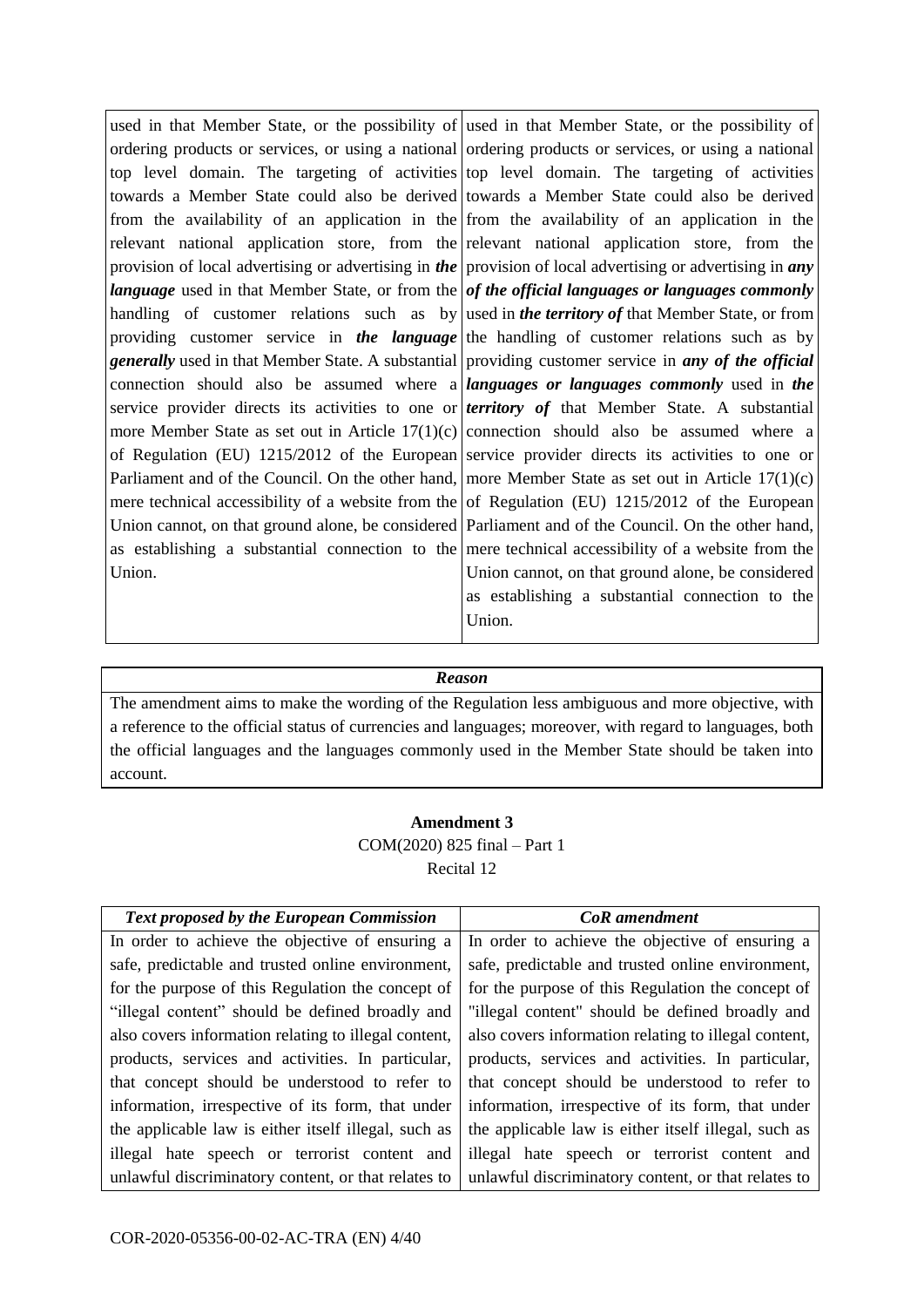| | |
|---|---|
| used in that Member State, or the possibility of ordering products or services, or using a national top level domain. The targeting of activities towards a Member State could also be derived from the availability of an application in the relevant national application store, from the provision of local advertising or advertising in ***the language*** used in that Member State, or from the handling of customer relations such as by providing customer service in ***the language generally*** used in that Member State. A substantial connection should also be assumed where a service provider directs its activities to one or more Member State as set out in Article 17(1)(c) of Regulation (EU) 1215/2012 of the European Parliament and of the Council. On the other hand, mere technical accessibility of a website from the Union cannot, on that ground alone, be considered as establishing a substantial connection to the Union. | used in that Member State, or the possibility of ordering products or services, or using a national top level domain. The targeting of activities towards a Member State could also be derived from the availability of an application in the relevant national application store, from the provision of local advertising or advertising in ***any of the official languages or languages commonly*** used in ***the territory of*** that Member State, or from the handling of customer relations such as by providing customer service in ***any of the official languages or languages commonly*** used in ***the territory of*** that Member State. A substantial connection should also be assumed where a service provider directs its activities to one or more Member State as set out in Article 17(1)(c) of Regulation (EU) 1215/2012 of the European Parliament and of the Council. On the other hand, mere technical accessibility of a website from the Union cannot, on that ground alone, be considered as establishing a substantial connection to the Union. |

| ***Reason*** |
|---|
| The amendment aims to make the wording of the Regulation less ambiguous and more objective, with a reference to the official status of currencies and languages; moreover, with regard to languages, both the official languages and the languages commonly used in the Member State should be taken into account. |

**Amendment 3**

COM(2020) 825 final – Part 1

Recital 12

| ***Text proposed by the European Commission*** | ***CoR amendment*** |
|---|---|
| In order to achieve the objective of ensuring a safe, predictable and trusted online environment, for the purpose of this Regulation the concept of "illegal content" should be defined broadly and also covers information relating to illegal content, products, services and activities. In particular, that concept should be understood to refer to information, irrespective of its form, that under the applicable law is either itself illegal, such as illegal hate speech or terrorist content and unlawful discriminatory content, or that relates to | In order to achieve the objective of ensuring a safe, predictable and trusted online environment, for the purpose of this Regulation the concept of "illegal content" should be defined broadly and also covers information relating to illegal content, products, services and activities. In particular, that concept should be understood to refer to information, irrespective of its form, that under the applicable law is either itself illegal, such as illegal hate speech or terrorist content and unlawful discriminatory content, or that relates to |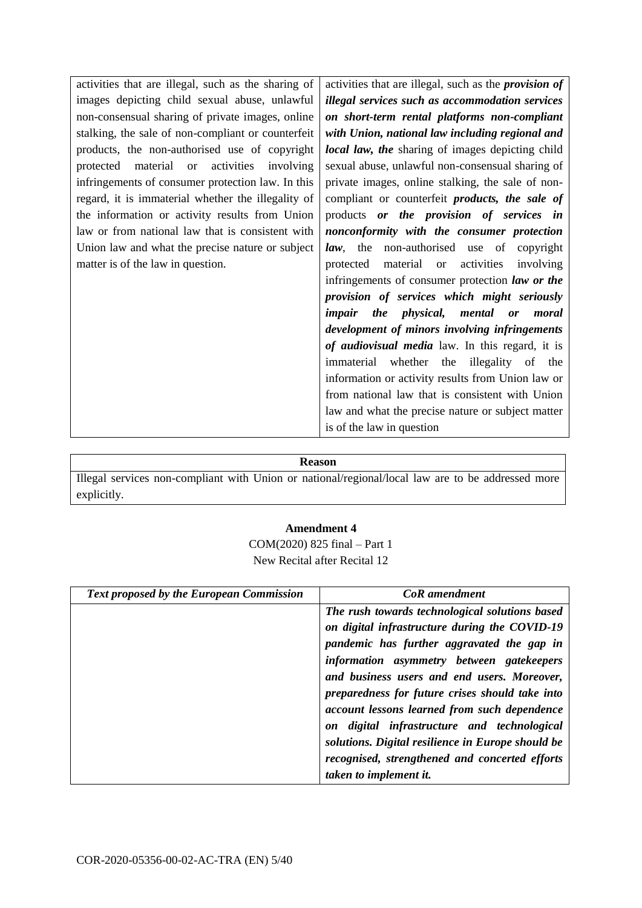| | |
|---|---|
| activities that are illegal, such as the sharing of images depicting child sexual abuse, unlawful non-consensual sharing of private images, online stalking, the sale of non-compliant or counterfeit products, the non-authorised use of copyright protected material or activities involving infringements of consumer protection law. In this regard, it is immaterial whether the illegality of the information or activity results from Union law or from national law that is consistent with Union law and what the precise nature or subject matter is of the law in question. | activities that are illegal, such as the ***provision of illegal services such as accommodation services on short-term rental platforms non-compliant with Union, national law including regional and local law, the*** sharing of images depicting child sexual abuse, unlawful non-consensual sharing of private images, online stalking, the sale of non-compliant or counterfeit ***products, the sale of*** products ***or the provision of services in nonconformity with the consumer protection law***, the non-authorised use of copyright protected material or activities involving infringements of consumer protection ***law or the provision of services which might seriously impair the physical, mental or moral development of minors involving infringements of audiovisual media*** law. In this regard, it is immaterial whether the illegality of the information or activity results from Union law or from national law that is consistent with Union law and what the precise nature or subject matter is of the law in question |

| **Reason** |
|---|
| Illegal services non-compliant with Union or national/regional/local law are to be addressed more explicitly. |

**Amendment 4**

COM(2020) 825 final – Part 1

New Recital after Recital 12

| ***Text proposed by the European Commission*** | ***CoR amendment*** |
|---|---|
| | ***The rush towards technological solutions based on digital infrastructure during the COVID-19 pandemic has further aggravated the gap in information asymmetry between gatekeepers and business users and end users. Moreover, preparedness for future crises should take into account lessons learned from such dependence on digital infrastructure and technological solutions. Digital resilience in Europe should be recognised, strengthened and concerted efforts taken to implement it.*** |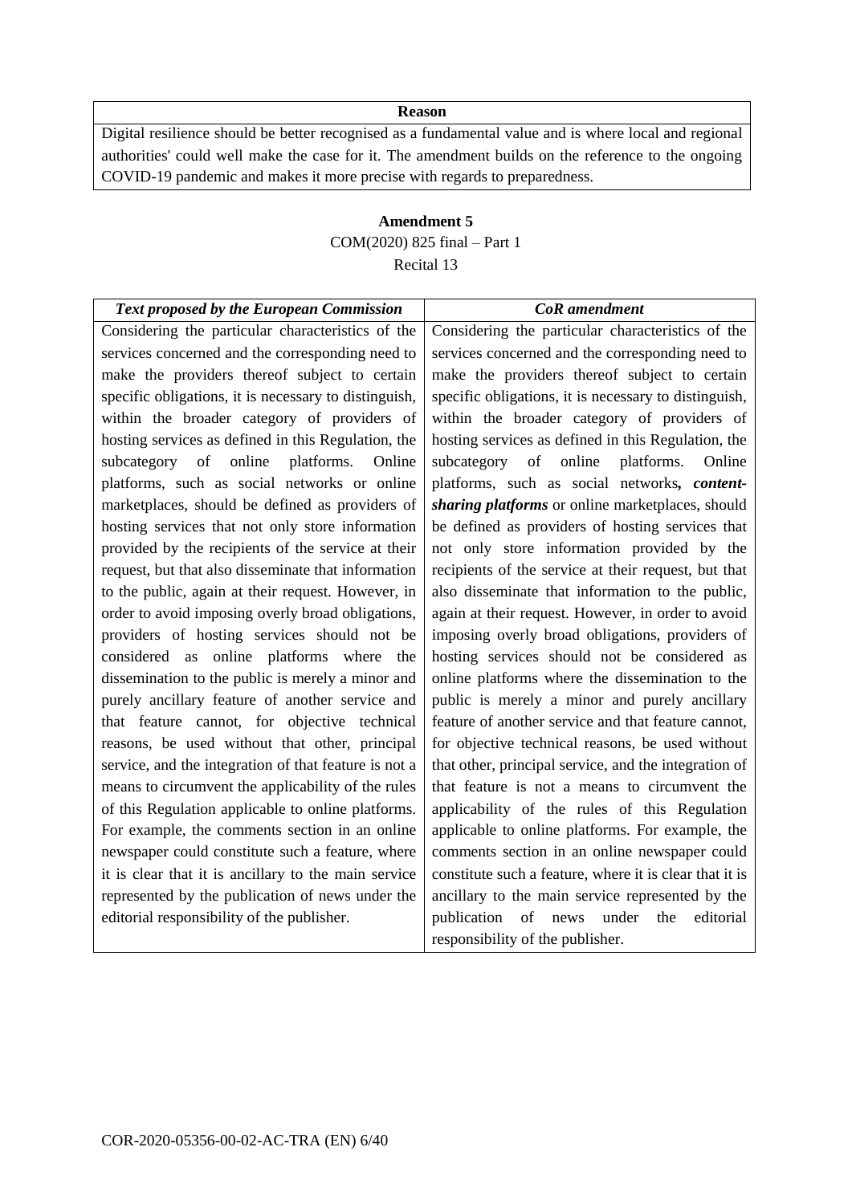| Reason |
| --- |
| Digital resilience should be better recognised as a fundamental value and is where local and regional authorities' could well make the case for it. The amendment builds on the reference to the ongoing COVID-19 pandemic and makes it more precise with regards to preparedness. |

**Amendment 5**

COM(2020) 825 final – Part 1

Recital 13

| ***Text proposed by the European Commission*** | ***CoR amendment*** |
| --- | --- |
| Considering the particular characteristics of the services concerned and the corresponding need to make the providers thereof subject to certain specific obligations, it is necessary to distinguish, within the broader category of providers of hosting services as defined in this Regulation, the subcategory of online platforms. Online platforms, such as social networks or online marketplaces, should be defined as providers of hosting services that not only store information provided by the recipients of the service at their request, but that also disseminate that information to the public, again at their request. However, in order to avoid imposing overly broad obligations, providers of hosting services should not be considered as online platforms where the dissemination to the public is merely a minor and purely ancillary feature of another service and that feature cannot, for objective technical reasons, be used without that other, principal service, and the integration of that feature is not a means to circumvent the applicability of the rules of this Regulation applicable to online platforms. For example, the comments section in an online newspaper could constitute such a feature, where it is clear that it is ancillary to the main service represented by the publication of news under the editorial responsibility of the publisher. | Considering the particular characteristics of the services concerned and the corresponding need to make the providers thereof subject to certain specific obligations, it is necessary to distinguish, within the broader category of providers of hosting services as defined in this Regulation, the subcategory of online platforms. Online platforms, such as social networks***, content-sharing platforms*** or online marketplaces, should be defined as providers of hosting services that not only store information provided by the recipients of the service at their request, but that also disseminate that information to the public, again at their request. However, in order to avoid imposing overly broad obligations, providers of hosting services should not be considered as online platforms where the dissemination to the public is merely a minor and purely ancillary feature of another service and that feature cannot, for objective technical reasons, be used without that other, principal service, and the integration of that feature is not a means to circumvent the applicability of the rules of this Regulation applicable to online platforms. For example, the comments section in an online newspaper could constitute such a feature, where it is clear that it is ancillary to the main service represented by the publication of news under the editorial responsibility of the publisher. |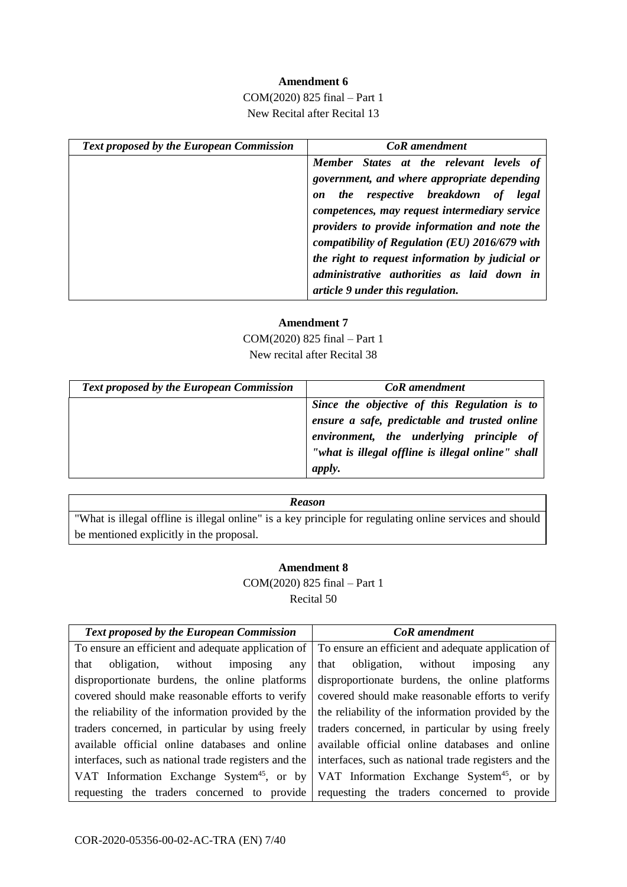**Amendment 6**

COM(2020) 825 final – Part 1

New Recital after Recital 13

| *Text proposed by the European Commission* | *CoR amendment* |
| --- | --- |
| | ***Member States at the relevant levels of government, and where appropriate depending on the respective breakdown of legal competences, may request intermediary service providers to provide information and note the compatibility of Regulation (EU) 2016/679 with the right to request information by judicial or administrative authorities as laid down in article 9 under this regulation.*** |

**Amendment 7**

COM(2020) 825 final – Part 1

New recital after Recital 38

| *Text proposed by the European Commission* | *CoR amendment* |
| --- | --- |
| | ***Since the objective of this Regulation is to ensure a safe, predictable and trusted online environment, the underlying principle of "what is illegal offline is illegal online" shall apply.*** |

| *Reason* |
| --- |
| "What is illegal offline is illegal online" is a key principle for regulating online services and should be mentioned explicitly in the proposal. |

**Amendment 8**

COM(2020) 825 final – Part 1

Recital 50

| *Text proposed by the European Commission* | *CoR amendment* |
| --- | --- |
| To ensure an efficient and adequate application of that obligation, without imposing any disproportionate burdens, the online platforms covered should make reasonable efforts to verify the reliability of the information provided by the traders concerned, in particular by using freely available official online databases and online interfaces, such as national trade registers and the VAT Information Exchange System[45], or by requesting the traders concerned to provide | To ensure an efficient and adequate application of that obligation, without imposing any disproportionate burdens, the online platforms covered should make reasonable efforts to verify the reliability of the information provided by the traders concerned, in particular by using freely available official online databases and online interfaces, such as national trade registers and the VAT Information Exchange System[45], or by requesting the traders concerned to provide |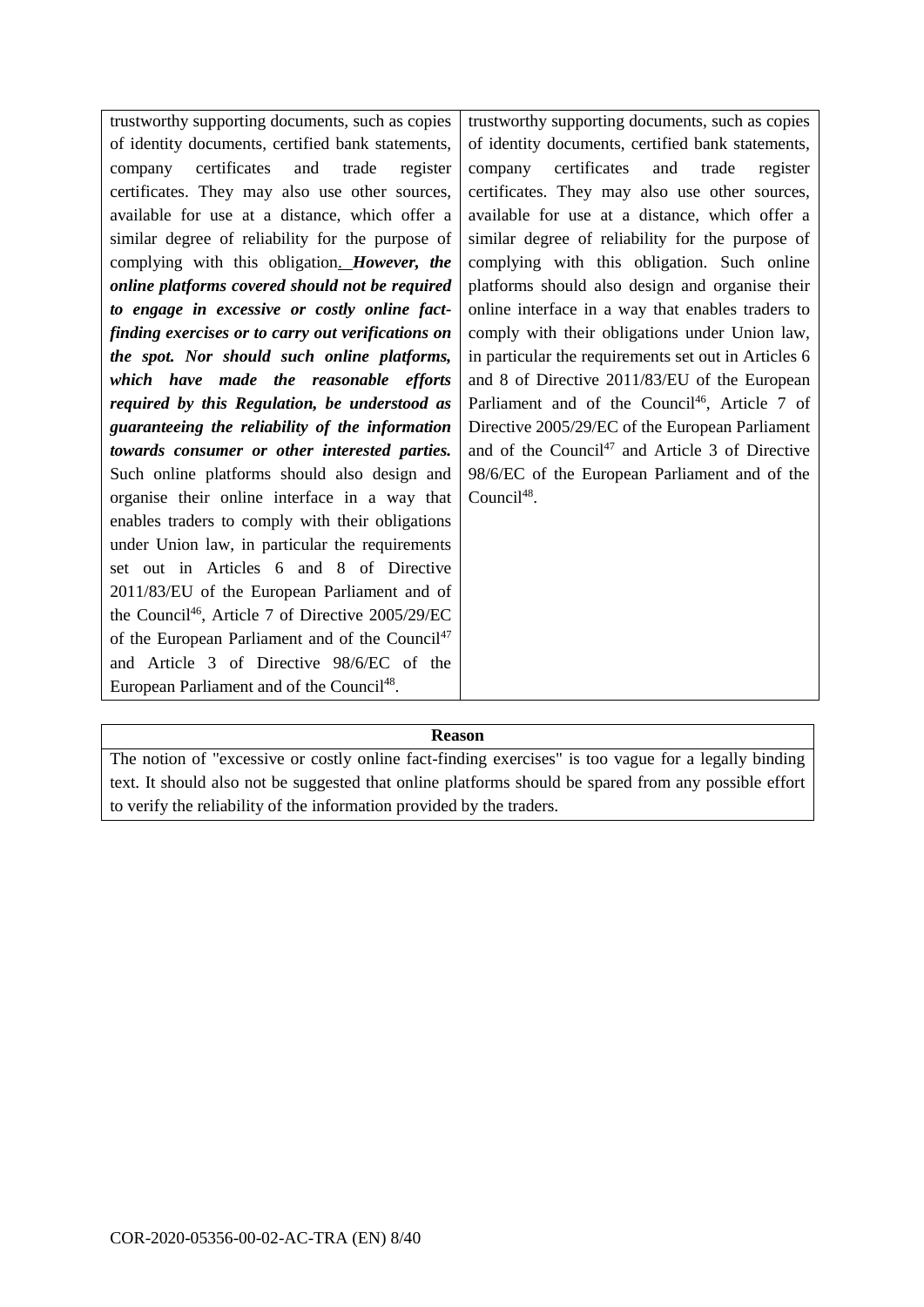| | |
|---|---|
| trustworthy supporting documents, such as copies of identity documents, certified bank statements, company certificates and trade register certificates. They may also use other sources, available for use at a distance, which offer a similar degree of reliability for the purpose of complying with this obligation. ***However, the online platforms covered should not be required to engage in excessive or costly online fact-finding exercises or to carry out verifications on the spot. Nor should such online platforms, which have made the reasonable efforts required by this Regulation, be understood as guaranteeing the reliability of the information towards consumer or other interested parties.*** Such online platforms should also design and organise their online interface in a way that enables traders to comply with their obligations under Union law, in particular the requirements set out in Articles 6 and 8 of Directive 2011/83/EU of the European Parliament and of the Council[46], Article 7 of Directive 2005/29/EC of the European Parliament and of the Council[47] and Article 3 of Directive 98/6/EC of the European Parliament and of the Council[48]. | trustworthy supporting documents, such as copies of identity documents, certified bank statements, company certificates and trade register certificates. They may also use other sources, available for use at a distance, which offer a similar degree of reliability for the purpose of complying with this obligation. Such online platforms should also design and organise their online interface in a way that enables traders to comply with their obligations under Union law, in particular the requirements set out in Articles 6 and 8 of Directive 2011/83/EU of the European Parliament and of the Council[46], Article 7 of Directive 2005/29/EC of the European Parliament and of the Council[47] and Article 3 of Directive 98/6/EC of the European Parliament and of the Council[48]. |

| **Reason** |
|---|
| The notion of "excessive or costly online fact-finding exercises" is too vague for a legally binding text. It should also not be suggested that online platforms should be spared from any possible effort to verify the reliability of the information provided by the traders. |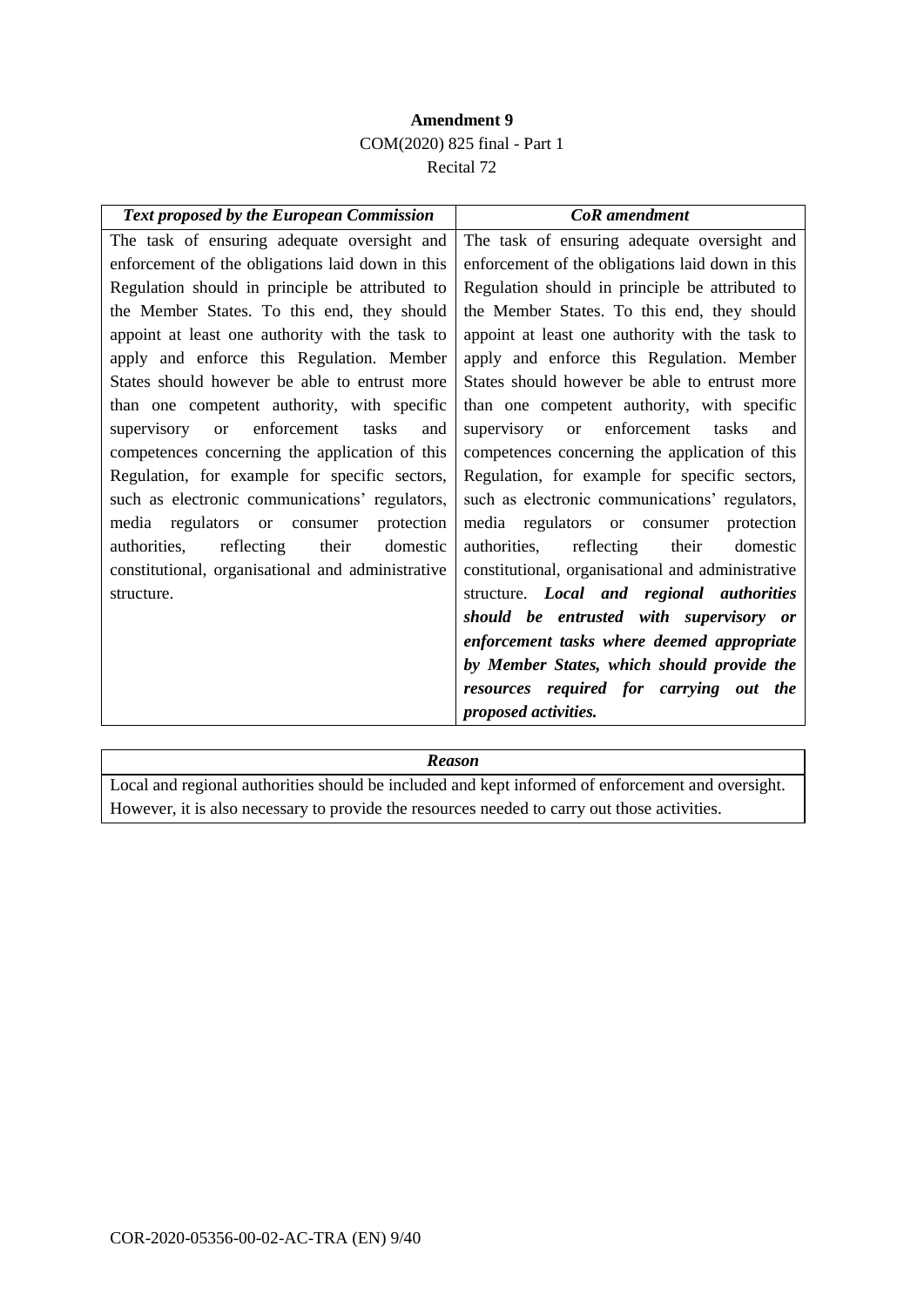**Amendment 9**

COM(2020) 825 final - Part 1

Recital 72

| *Text proposed by the European Commission* | *CoR amendment* |
|---|---|
| The task of ensuring adequate oversight and enforcement of the obligations laid down in this Regulation should in principle be attributed to the Member States. To this end, they should appoint at least one authority with the task to apply and enforce this Regulation. Member States should however be able to entrust more than one competent authority, with specific supervisory or enforcement tasks and competences concerning the application of this Regulation, for example for specific sectors, such as electronic communications' regulators, media regulators or consumer protection authorities, reflecting their domestic constitutional, organisational and administrative structure. | The task of ensuring adequate oversight and enforcement of the obligations laid down in this Regulation should in principle be attributed to the Member States. To this end, they should appoint at least one authority with the task to apply and enforce this Regulation. Member States should however be able to entrust more than one competent authority, with specific supervisory or enforcement tasks and competences concerning the application of this Regulation, for example for specific sectors, such as electronic communications' regulators, media regulators or consumer protection authorities, reflecting their domestic constitutional, organisational and administrative structure. ***Local and regional authorities should be entrusted with supervisory or enforcement tasks where deemed appropriate by Member States, which should provide the resources required for carrying out the proposed activities.*** |

| *Reason* |
|---|
| Local and regional authorities should be included and kept informed of enforcement and oversight. However, it is also necessary to provide the resources needed to carry out those activities. |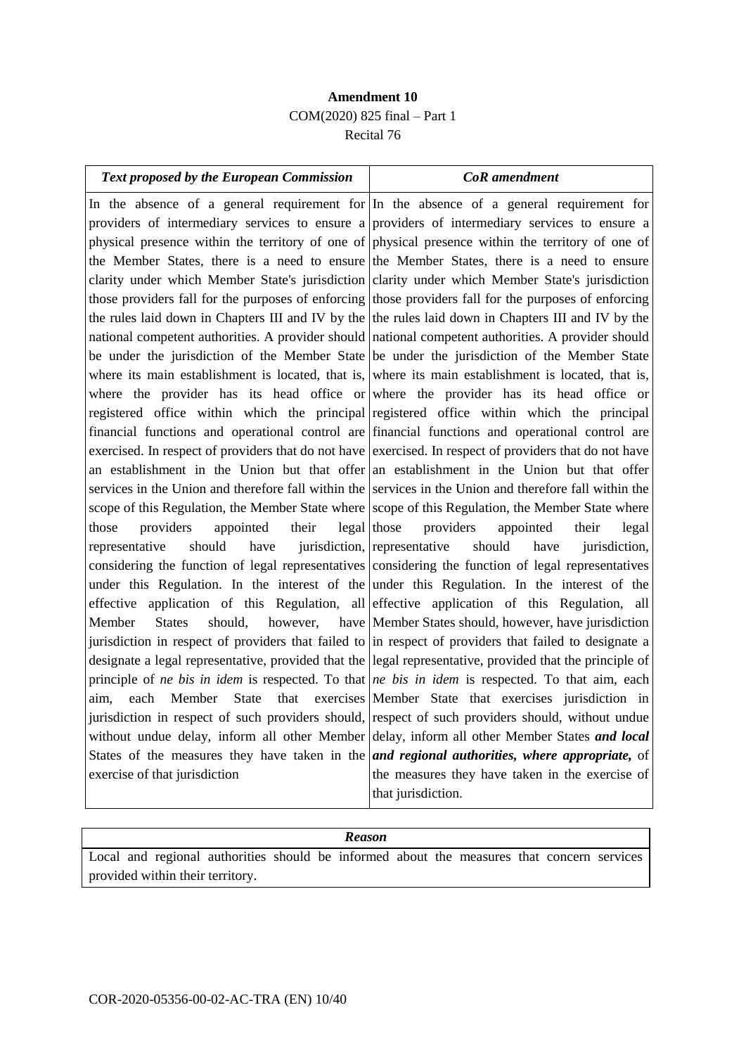**Amendment 10**

COM(2020) 825 final – Part 1

Recital 76

| *Text proposed by the European Commission* | *CoR amendment* |
|---|---|
| In the absence of a general requirement for providers of intermediary services to ensure a physical presence within the territory of one of the Member States, there is a need to ensure clarity under which Member State's jurisdiction those providers fall for the purposes of enforcing the rules laid down in Chapters III and IV by the national competent authorities. A provider should be under the jurisdiction of the Member State where its main establishment is located, that is, where the provider has its head office or registered office within which the principal financial functions and operational control are exercised. In respect of providers that do not have an establishment in the Union but that offer services in the Union and therefore fall within the scope of this Regulation, the Member State where those providers appointed their legal representative should have jurisdiction, considering the function of legal representatives under this Regulation. In the interest of the effective application of this Regulation, all Member States should, however, have jurisdiction in respect of providers that failed to designate a legal representative, provided that the principle of *ne bis in idem* is respected. To that aim, each Member State that exercises jurisdiction in respect of such providers should, without undue delay, inform all other Member States of the measures they have taken in the exercise of that jurisdiction | In the absence of a general requirement for providers of intermediary services to ensure a physical presence within the territory of one of the Member States, there is a need to ensure clarity under which Member State's jurisdiction those providers fall for the purposes of enforcing the rules laid down in Chapters III and IV by the national competent authorities. A provider should be under the jurisdiction of the Member State where its main establishment is located, that is, where the provider has its head office or registered office within which the principal financial functions and operational control are exercised. In respect of providers that do not have an establishment in the Union but that offer services in the Union and therefore fall within the scope of this Regulation, the Member State where those providers appointed their legal representative should have jurisdiction, considering the function of legal representatives under this Regulation. In the interest of the effective application of this Regulation, all Member States should, however, have jurisdiction in respect of providers that failed to designate a legal representative, provided that the principle of *ne bis in idem* is respected. To that aim, each Member State that exercises jurisdiction in respect of such providers should, without undue delay, inform all other Member States ***and local and regional authorities, where appropriate,*** of the measures they have taken in the exercise of that jurisdiction. |

| *Reason* |
|---|
| Local and regional authorities should be informed about the measures that concern services provided within their territory. |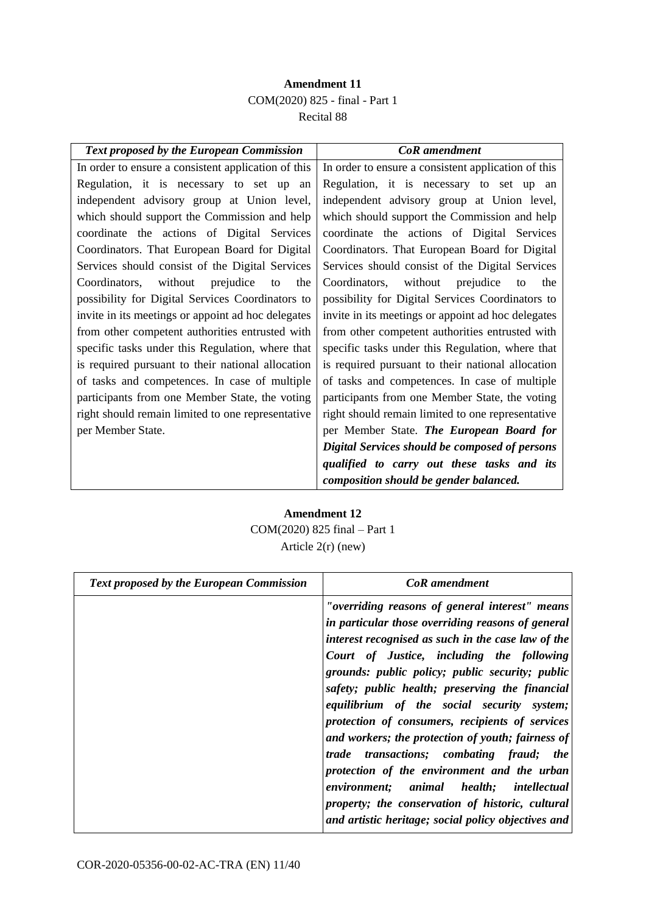**Amendment 11**

COM(2020) 825 - final - Part 1

Recital 88

| *Text proposed by the European Commission* | *CoR amendment* |
|---|---|
| In order to ensure a consistent application of this Regulation, it is necessary to set up an independent advisory group at Union level, which should support the Commission and help coordinate the actions of Digital Services Coordinators. That European Board for Digital Services should consist of the Digital Services Coordinators, without prejudice to the possibility for Digital Services Coordinators to invite in its meetings or appoint ad hoc delegates from other competent authorities entrusted with specific tasks under this Regulation, where that is required pursuant to their national allocation of tasks and competences. In case of multiple participants from one Member State, the voting right should remain limited to one representative per Member State. | In order to ensure a consistent application of this Regulation, it is necessary to set up an independent advisory group at Union level, which should support the Commission and help coordinate the actions of Digital Services Coordinators. That European Board for Digital Services should consist of the Digital Services Coordinators, without prejudice to the possibility for Digital Services Coordinators to invite in its meetings or appoint ad hoc delegates from other competent authorities entrusted with specific tasks under this Regulation, where that is required pursuant to their national allocation of tasks and competences. In case of multiple participants from one Member State, the voting right should remain limited to one representative per Member State. ***The European Board for Digital Services should be composed of persons qualified to carry out these tasks and its composition should be gender balanced.*** |

**Amendment 12**

COM(2020) 825 final – Part 1

Article 2(r) (new)

| *Text proposed by the European Commission* | *CoR amendment* |
|---|---|
| | ***"overriding reasons of general interest" means in particular those overriding reasons of general interest recognised as such in the case law of the Court of Justice, including the following grounds: public policy; public security; public safety; public health; preserving the financial equilibrium of the social security system; protection of consumers, recipients of services and workers; the protection of youth; fairness of trade transactions; combating fraud; the protection of the environment and the urban environment; animal health; intellectual property; the conservation of historic, cultural and artistic heritage; social policy objectives and*** |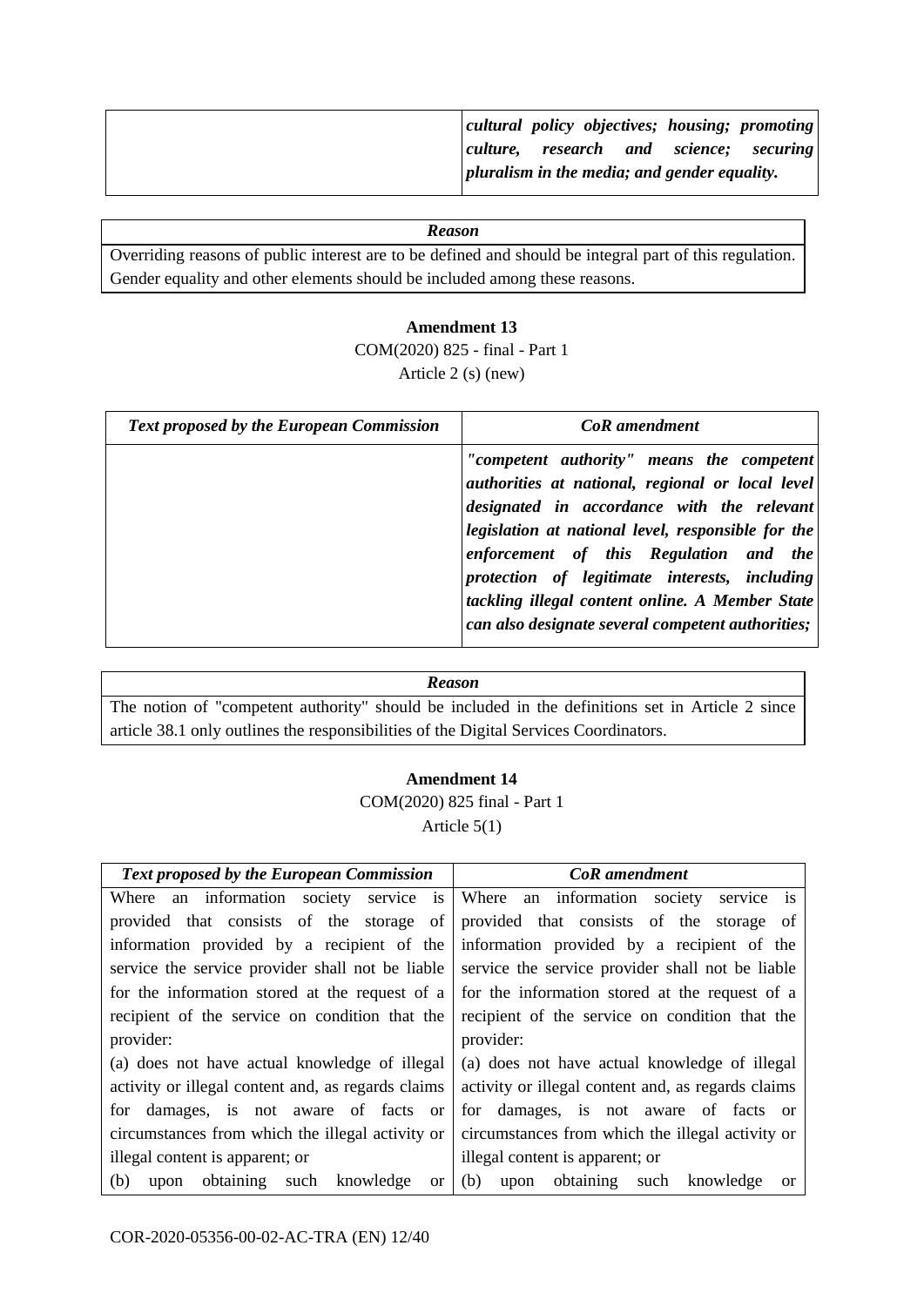| | |
|---|---|
| | ***cultural policy objectives; housing; promoting culture, research and science; securing pluralism in the media; and gender equality.*** |

| *Reason* |
|---|
| Overriding reasons of public interest are to be defined and should be integral part of this regulation. Gender equality and other elements should be included among these reasons. |

**Amendment 13**

COM(2020) 825 - final - Part 1

Article 2 (s) (new)

| *Text proposed by the European Commission* | *CoR amendment* |
|---|---|
| | ***"competent authority" means the competent authorities at national, regional or local level designated in accordance with the relevant legislation at national level, responsible for the enforcement of this Regulation and the protection of legitimate interests, including tackling illegal content online. A Member State can also designate several competent authorities;*** |

| *Reason* |
|---|
| The notion of "competent authority" should be included in the definitions set in Article 2 since article 38.1 only outlines the responsibilities of the Digital Services Coordinators. |

**Amendment 14**

COM(2020) 825 final - Part 1

Article 5(1)

| *Text proposed by the European Commission* | *CoR amendment* |
|---|---|
| Where an information society service is provided that consists of the storage of information provided by a recipient of the service the service provider shall not be liable for the information stored at the request of a recipient of the service on condition that the provider:<br>(a) does not have actual knowledge of illegal activity or illegal content and, as regards claims for damages, is not aware of facts or circumstances from which the illegal activity or illegal content is apparent; or<br>(b) upon obtaining such knowledge or | Where an information society service is provided that consists of the storage of information provided by a recipient of the service the service provider shall not be liable for the information stored at the request of a recipient of the service on condition that the provider:<br>(a) does not have actual knowledge of illegal activity or illegal content and, as regards claims for damages, is not aware of facts or circumstances from which the illegal activity or illegal content is apparent; or<br>(b) upon obtaining such knowledge or |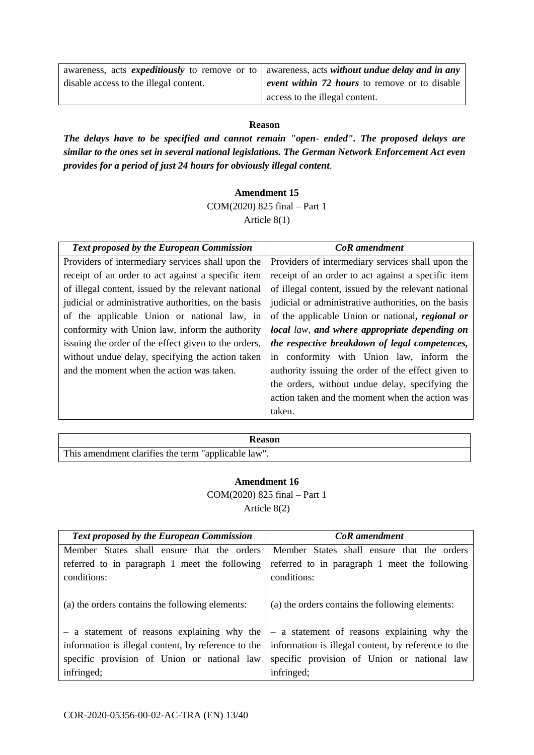| | |
|---|---|
| awareness, acts ***expeditiously*** to remove or to disable access to the illegal content. | awareness, acts ***without undue delay and in any event within 72 hours*** to remove or to disable access to the illegal content. |

**Reason**

***The delays have to be specified and cannot remain "open- ended". The proposed delays are similar to the ones set in several national legislations. The German Network Enforcement Act even provides for a period of just 24 hours for obviously illegal content***.

**Amendment 15**

COM(2020) 825 final – Part 1

Article 8(1)

| *Text proposed by the European Commission* | *CoR amendment* |
|---|---|
| Providers of intermediary services shall upon the receipt of an order to act against a specific item of illegal content, issued by the relevant national judicial or administrative authorities, on the basis of the applicable Union or national law, in conformity with Union law, inform the authority issuing the order of the effect given to the orders, without undue delay, specifying the action taken and the moment when the action was taken. | Providers of intermediary services shall upon the receipt of an order to act against a specific item of illegal content, issued by the relevant national judicial or administrative authorities, on the basis of the applicable Union or national***, regional or local*** law, ***and where appropriate depending on the respective breakdown of legal competences,*** in conformity with Union law, inform the authority issuing the order of the effect given to the orders, without undue delay, specifying the action taken and the moment when the action was taken. |

| **Reason** |
|---|
| This amendment clarifies the term "applicable law". |

**Amendment 16**

COM(2020) 825 final – Part 1

Article 8(2)

| *Text proposed by the European Commission* | *CoR amendment* |
|---|---|
| Member States shall ensure that the orders referred to in paragraph 1 meet the following conditions:<br><br>(a) the orders contains the following elements:<br><br>– a statement of reasons explaining why the information is illegal content, by reference to the specific provision of Union or national law infringed; | Member States shall ensure that the orders referred to in paragraph 1 meet the following conditions:<br><br>(a) the orders contains the following elements:<br><br>– a statement of reasons explaining why the information is illegal content, by reference to the specific provision of Union or national law infringed; |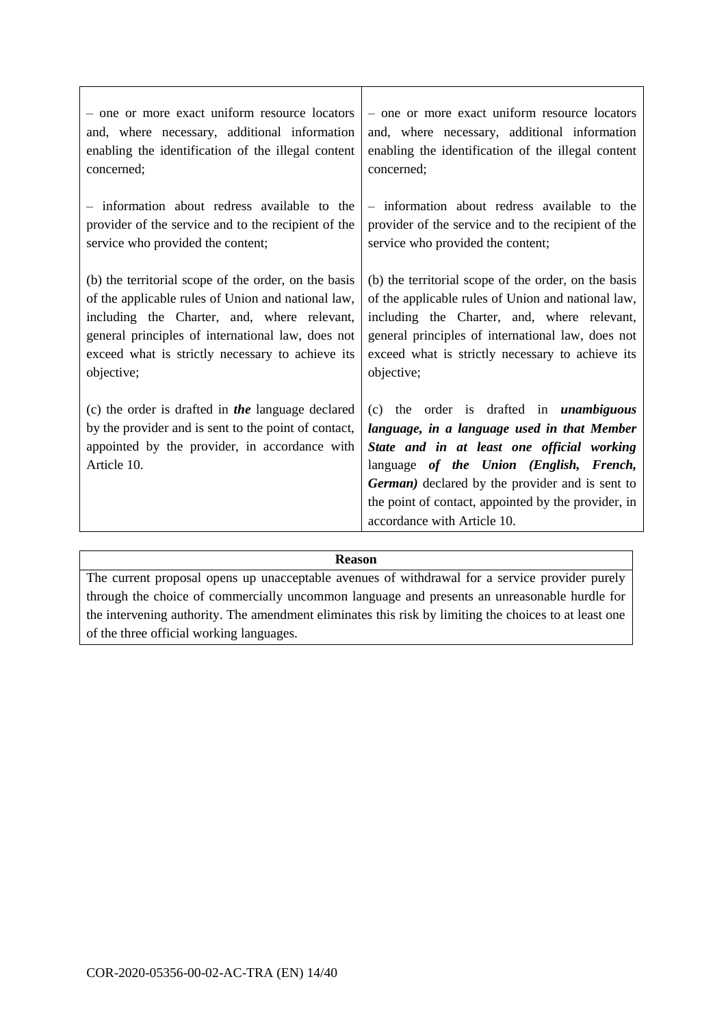| | |
|---|---|
| – one or more exact uniform resource locators and, where necessary, additional information enabling the identification of the illegal content concerned; | – one or more exact uniform resource locators and, where necessary, additional information enabling the identification of the illegal content concerned; |
| – information about redress available to the provider of the service and to the recipient of the service who provided the content; | – information about redress available to the provider of the service and to the recipient of the service who provided the content; |
| (b) the territorial scope of the order, on the basis of the applicable rules of Union and national law, including the Charter, and, where relevant, general principles of international law, does not exceed what is strictly necessary to achieve its objective; | (b) the territorial scope of the order, on the basis of the applicable rules of Union and national law, including the Charter, and, where relevant, general principles of international law, does not exceed what is strictly necessary to achieve its objective; |
| (c) the order is drafted in ***the*** language declared by the provider and is sent to the point of contact, appointed by the provider, in accordance with Article 10. | (c) the order is drafted in ***unambiguous language, in a language used in that Member State and in at least one official working*** language ***of the Union (English, French, German)*** declared by the provider and is sent to the point of contact, appointed by the provider, in accordance with Article 10. |

| **Reason** |
|---|
| The current proposal opens up unacceptable avenues of withdrawal for a service provider purely through the choice of commercially uncommon language and presents an unreasonable hurdle for the intervening authority. The amendment eliminates this risk by limiting the choices to at least one of the three official working languages. |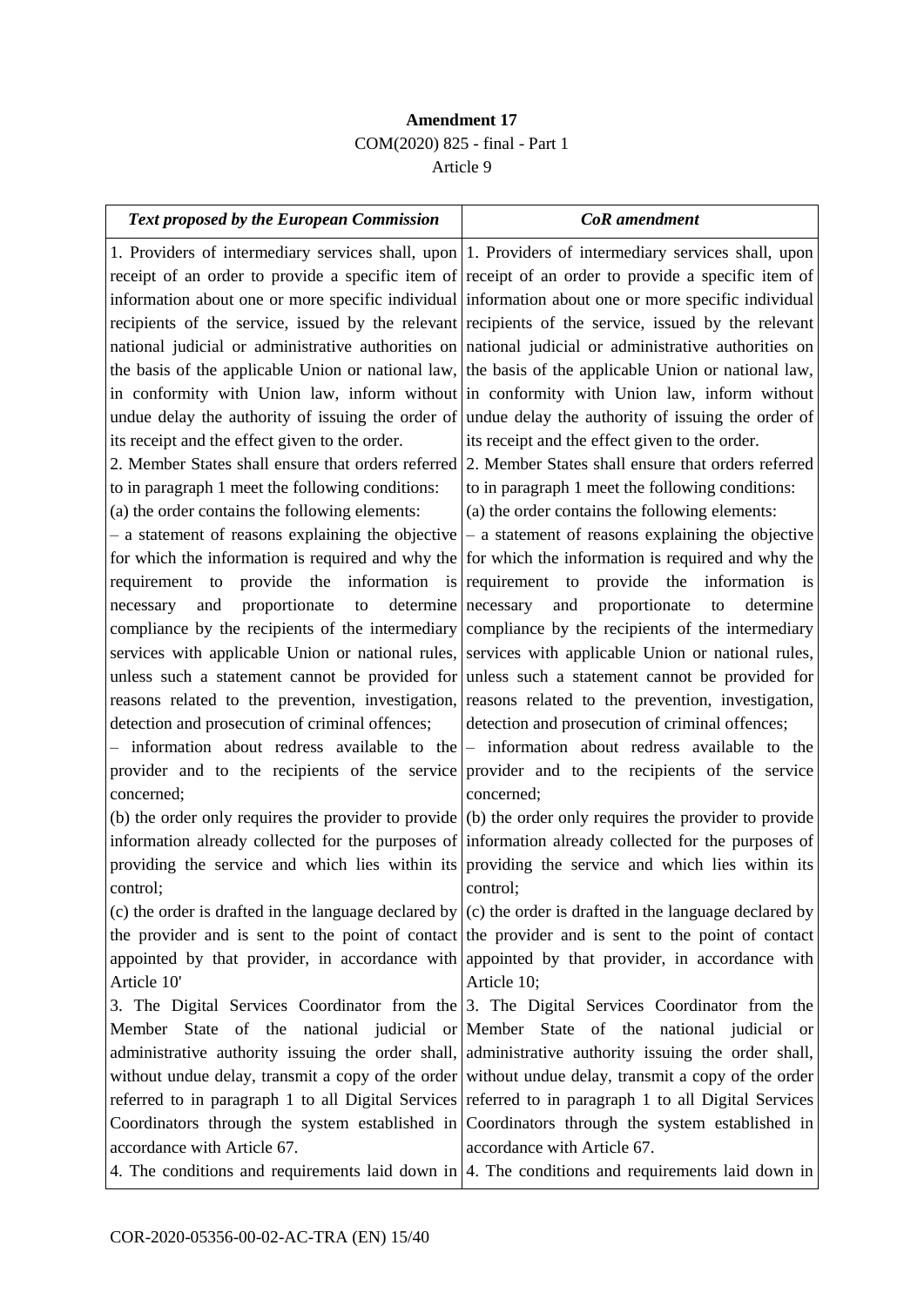**Amendment 17**
COM(2020) 825 - final - Part 1
Article 9

| *Text proposed by the European Commission* | *CoR amendment* |
|---|---|
| 1. Providers of intermediary services shall, upon receipt of an order to provide a specific item of information about one or more specific individual recipients of the service, issued by the relevant national judicial or administrative authorities on the basis of the applicable Union or national law, in conformity with Union law, inform without undue delay the authority of issuing the order of its receipt and the effect given to the order.<br>2. Member States shall ensure that orders referred to in paragraph 1 meet the following conditions:<br>(a) the order contains the following elements:<br>– a statement of reasons explaining the objective for which the information is required and why the requirement to provide the information is necessary and proportionate to determine compliance by the recipients of the intermediary services with applicable Union or national rules, unless such a statement cannot be provided for reasons related to the prevention, investigation, detection and prosecution of criminal offences;<br>– information about redress available to the provider and to the recipients of the service concerned;<br>(b) the order only requires the provider to provide information already collected for the purposes of providing the service and which lies within its control;<br>(c) the order is drafted in the language declared by the provider and is sent to the point of contact appointed by that provider, in accordance with Article 10'<br>3. The Digital Services Coordinator from the Member State of the national judicial or administrative authority issuing the order shall, without undue delay, transmit a copy of the order referred to in paragraph 1 to all Digital Services Coordinators through the system established in accordance with Article 67.<br>4. The conditions and requirements laid down in | 1. Providers of intermediary services shall, upon receipt of an order to provide a specific item of information about one or more specific individual recipients of the service, issued by the relevant national judicial or administrative authorities on the basis of the applicable Union or national law, in conformity with Union law, inform without undue delay the authority of issuing the order of its receipt and the effect given to the order.<br>2. Member States shall ensure that orders referred to in paragraph 1 meet the following conditions:<br>(a) the order contains the following elements:<br>– a statement of reasons explaining the objective for which the information is required and why the requirement to provide the information is necessary and proportionate to determine compliance by the recipients of the intermediary services with applicable Union or national rules, unless such a statement cannot be provided for reasons related to the prevention, investigation, detection and prosecution of criminal offences;<br>– information about redress available to the provider and to the recipients of the service concerned;<br>(b) the order only requires the provider to provide information already collected for the purposes of providing the service and which lies within its control;<br>(c) the order is drafted in the language declared by the provider and is sent to the point of contact appointed by that provider, in accordance with Article 10;<br>3. The Digital Services Coordinator from the Member State of the national judicial or administrative authority issuing the order shall, without undue delay, transmit a copy of the order referred to in paragraph 1 to all Digital Services Coordinators through the system established in accordance with Article 67.<br>4. The conditions and requirements laid down in |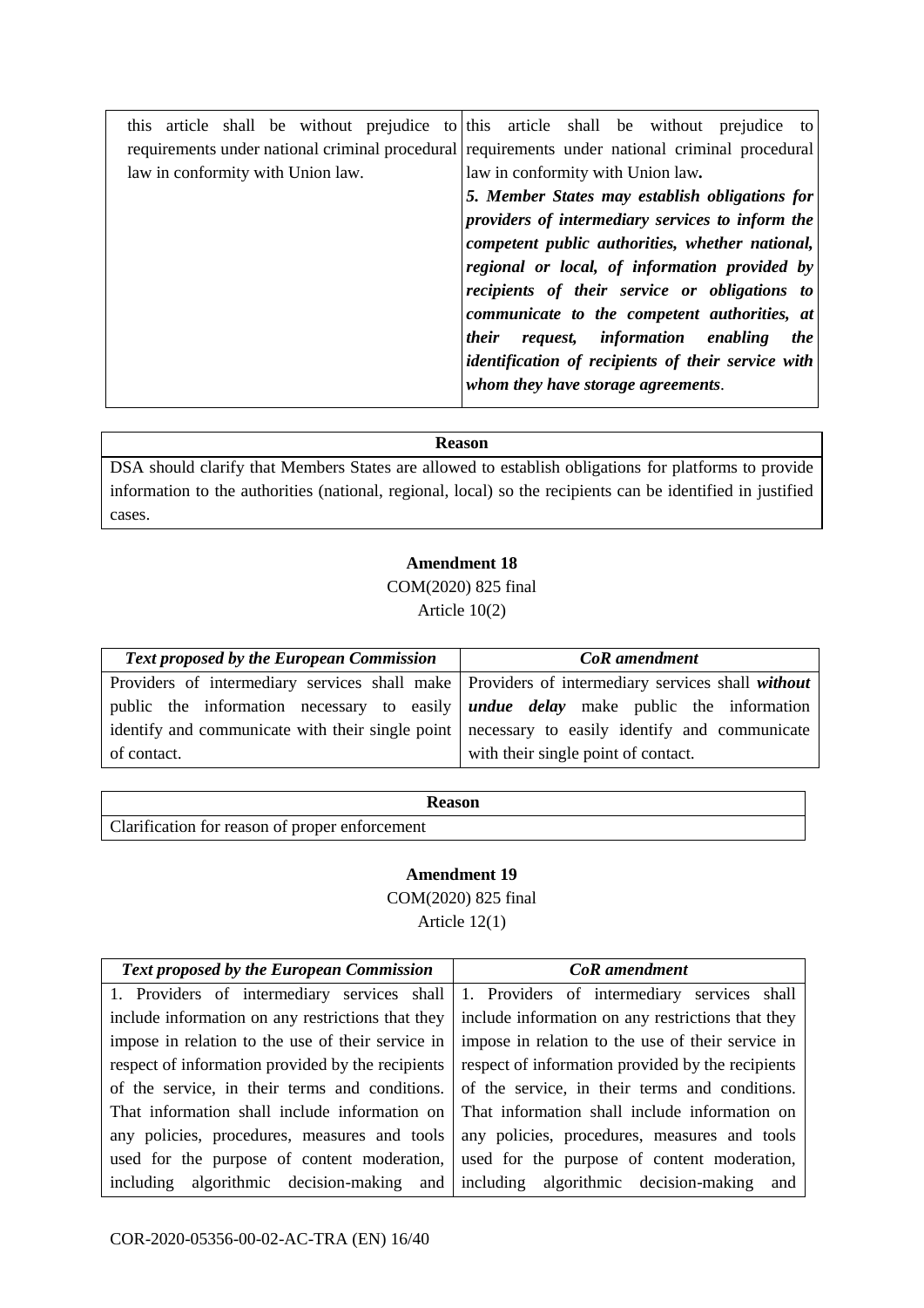| | |
|---|---|
| this article shall be without prejudice to requirements under national criminal procedural law in conformity with Union law. | this article shall be without prejudice to requirements under national criminal procedural law in conformity with Union law**.**<br>***5. Member States may establish obligations for providers of intermediary services to inform the competent public authorities, whether national, regional or local, of information provided by recipients of their service or obligations to communicate to the competent authorities, at their request, information enabling the identification of recipients of their service with whom they have storage agreements***. |

| **Reason** |
|---|
| DSA should clarify that Members States are allowed to establish obligations for platforms to provide information to the authorities (national, regional, local) so the recipients can be identified in justified cases. |

**Amendment 18**

COM(2020) 825 final

Article 10(2)

| ***Text proposed by the European Commission*** | ***CoR amendment*** |
|---|---|
| Providers of intermediary services shall make public the information necessary to easily identify and communicate with their single point of contact. | Providers of intermediary services shall ***without undue delay*** make public the information necessary to easily identify and communicate with their single point of contact. |

| **Reason** |
|---|
| Clarification for reason of proper enforcement |

**Amendment 19**

COM(2020) 825 final

Article 12(1)

| ***Text proposed by the European Commission*** | ***CoR amendment*** |
|---|---|
| 1. Providers of intermediary services shall include information on any restrictions that they impose in relation to the use of their service in respect of information provided by the recipients of the service, in their terms and conditions. That information shall include information on any policies, procedures, measures and tools used for the purpose of content moderation, including algorithmic decision-making and | 1. Providers of intermediary services shall include information on any restrictions that they impose in relation to the use of their service in respect of information provided by the recipients of the service, in their terms and conditions. That information shall include information on any policies, procedures, measures and tools used for the purpose of content moderation, including algorithmic decision-making and |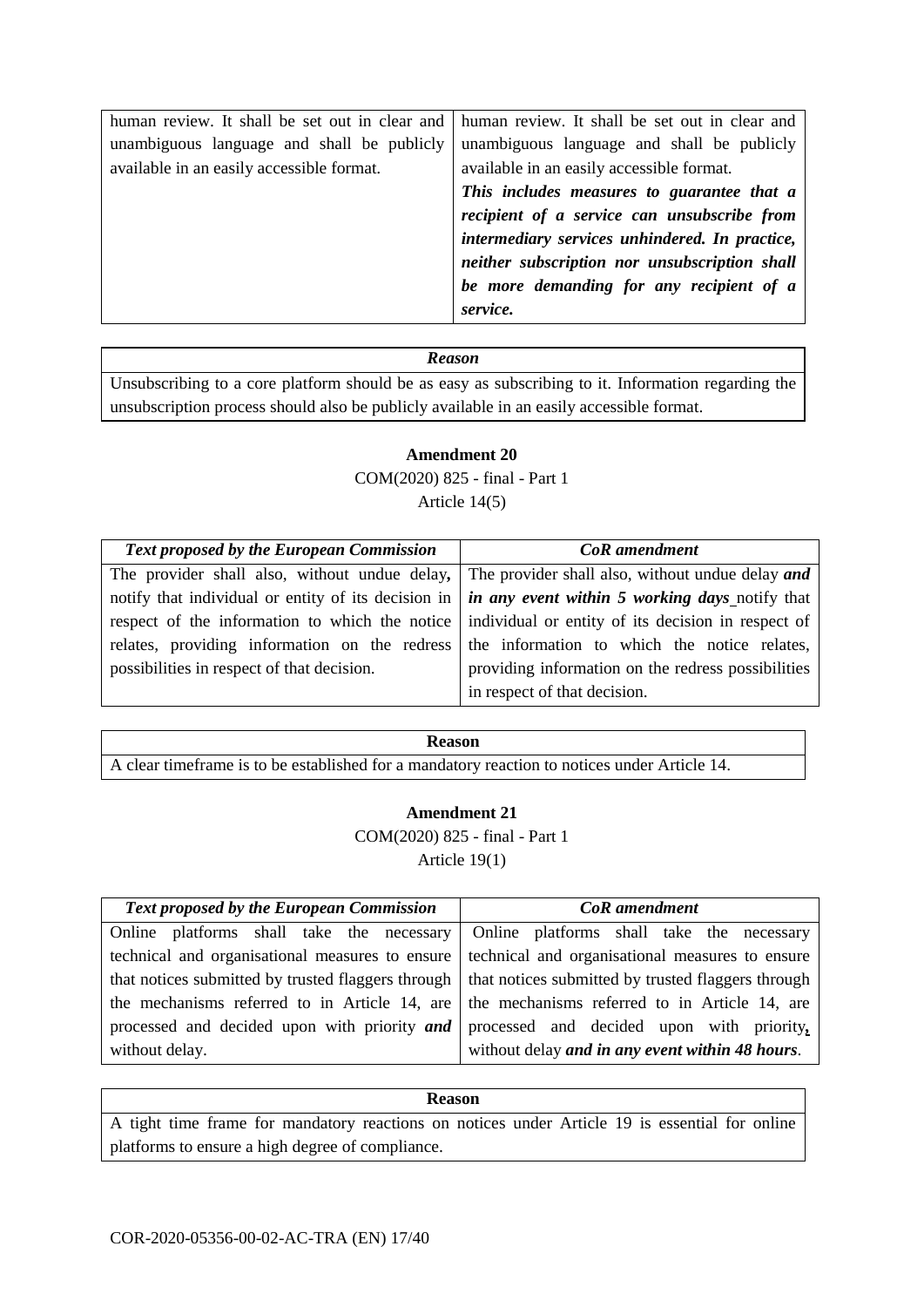| | |
|---|---|
| human review. It shall be set out in clear and unambiguous language and shall be publicly available in an easily accessible format. | human review. It shall be set out in clear and unambiguous language and shall be publicly available in an easily accessible format. ***This includes measures to guarantee that a recipient of a service can unsubscribe from intermediary services unhindered. In practice, neither subscription nor unsubscription shall be more demanding for any recipient of a service.*** |

| ***Reason*** |
|---|
| Unsubscribing to a core platform should be as easy as subscribing to it. Information regarding the unsubscription process should also be publicly available in an easily accessible format. |

**Amendment 20**

COR(2020) 825 - final - Part 1

Article 14(5)

| ***Text proposed by the European Commission*** | ***CoR amendment*** |
|---|---|
| The provider shall also, without undue delay**,** notify that individual or entity of its decision in respect of the information to which the notice relates, providing information on the redress possibilities in respect of that decision. | The provider shall also, without undue delay ***and in any event within 5 working days*** notify that individual or entity of its decision in respect of the information to which the notice relates, providing information on the redress possibilities in respect of that decision. |

| **Reason** |
|---|
| A clear timeframe is to be established for a mandatory reaction to notices under Article 14. |

**Amendment 21**

COM(2020) 825 - final - Part 1

Article 19(1)

| ***Text proposed by the European Commission*** | ***CoR amendment*** |
|---|---|
| Online platforms shall take the necessary technical and organisational measures to ensure that notices submitted by trusted flaggers through the mechanisms referred to in Article 14, are processed and decided upon with priority ***and*** without delay. | Online platforms shall take the necessary technical and organisational measures to ensure that notices submitted by trusted flaggers through the mechanisms referred to in Article 14, are processed and decided upon with priority**,** without delay ***and in any event within 48 hours***. |

| **Reason** |
|---|
| A tight time frame for mandatory reactions on notices under Article 19 is essential for online platforms to ensure a high degree of compliance. |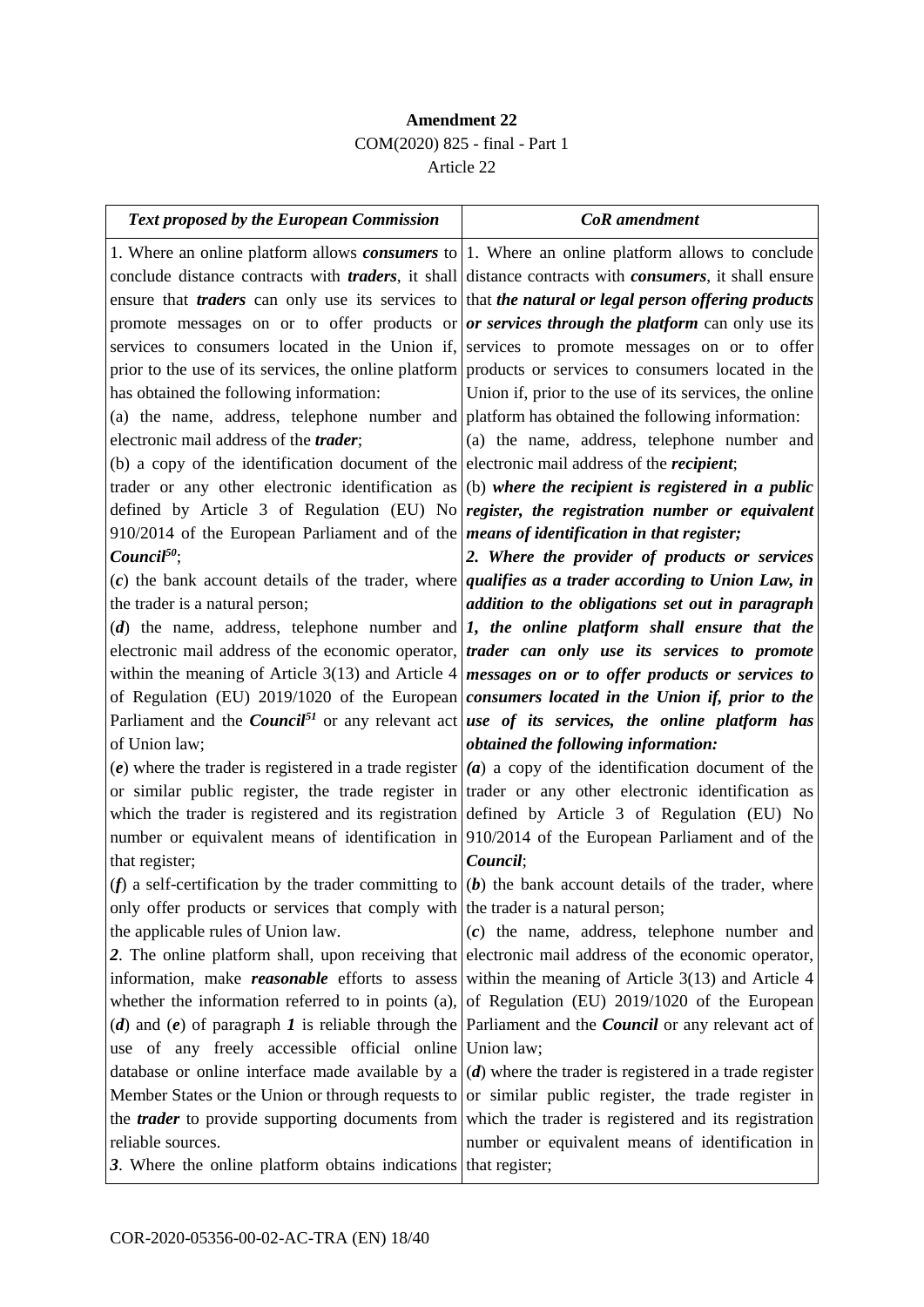**Amendment 22**
COM(2020) 825 - final - Part 1
Article 22

| *Text proposed by the European Commission* | *CoR amendment* |
|---|---|
| 1. Where an online platform allows ***consumers*** to conclude distance contracts with ***traders***, it shall ensure that ***traders*** can only use its services to promote messages on or to offer products or services to consumers located in the Union if, prior to the use of its services, the online platform has obtained the following information:<br>(a) the name, address, telephone number and electronic mail address of the ***trader***;<br>(b) a copy of the identification document of the trader or any other electronic identification as defined by Article 3 of Regulation (EU) No 910/2014 of the European Parliament and of the ***Council***[50];<br>(***c***) the bank account details of the trader, where the trader is a natural person;<br>(***d***) the name, address, telephone number and electronic mail address of the economic operator, within the meaning of Article 3(13) and Article 4 of Regulation (EU) 2019/1020 of the European Parliament and the ***Council***[51] or any relevant act of Union law;<br>(***e***) where the trader is registered in a trade register or similar public register, the trade register in which the trader is registered and its registration number or equivalent means of identification in that register;<br>(***f***) a self-certification by the trader committing to only offer products or services that comply with the applicable rules of Union law.<br>***2***. The online platform shall, upon receiving that information, make ***reasonable*** efforts to assess whether the information referred to in points (a), (***d***) and (***e***) of paragraph ***1*** is reliable through the use of any freely accessible official online database or online interface made available by a Member States or the Union or through requests to the ***trader*** to provide supporting documents from reliable sources.<br>***3***. Where the online platform obtains indications | 1. Where an online platform allows to conclude distance contracts with ***consumers***, it shall ensure that ***the natural or legal person offering products or services through the platform*** can only use its services to promote messages on or to offer products or services to consumers located in the Union if, prior to the use of its services, the online platform has obtained the following information:<br>(a) the name, address, telephone number and electronic mail address of the ***recipient***;<br>(b) ***where the recipient is registered in a public register, the registration number or equivalent means of identification in that register;***<br>***2. Where the provider of products or services qualifies as a trader according to Union Law, in addition to the obligations set out in paragraph 1, the online platform shall ensure that the trader can only use its services to promote messages on or to offer products or services to consumers located in the Union if, prior to the use of its services, the online platform has obtained the following information:***<br>(***a***) a copy of the identification document of the trader or any other electronic identification as defined by Article 3 of Regulation (EU) No 910/2014 of the European Parliament and of the ***Council***;<br>(***b***) the bank account details of the trader, where the trader is a natural person;<br>(***c***) the name, address, telephone number and electronic mail address of the economic operator, within the meaning of Article 3(13) and Article 4 of Regulation (EU) 2019/1020 of the European Parliament and the ***Council*** or any relevant act of Union law;<br>(***d***) where the trader is registered in a trade register or similar public register, the trade register in which the trader is registered and its registration number or equivalent means of identification in that register; |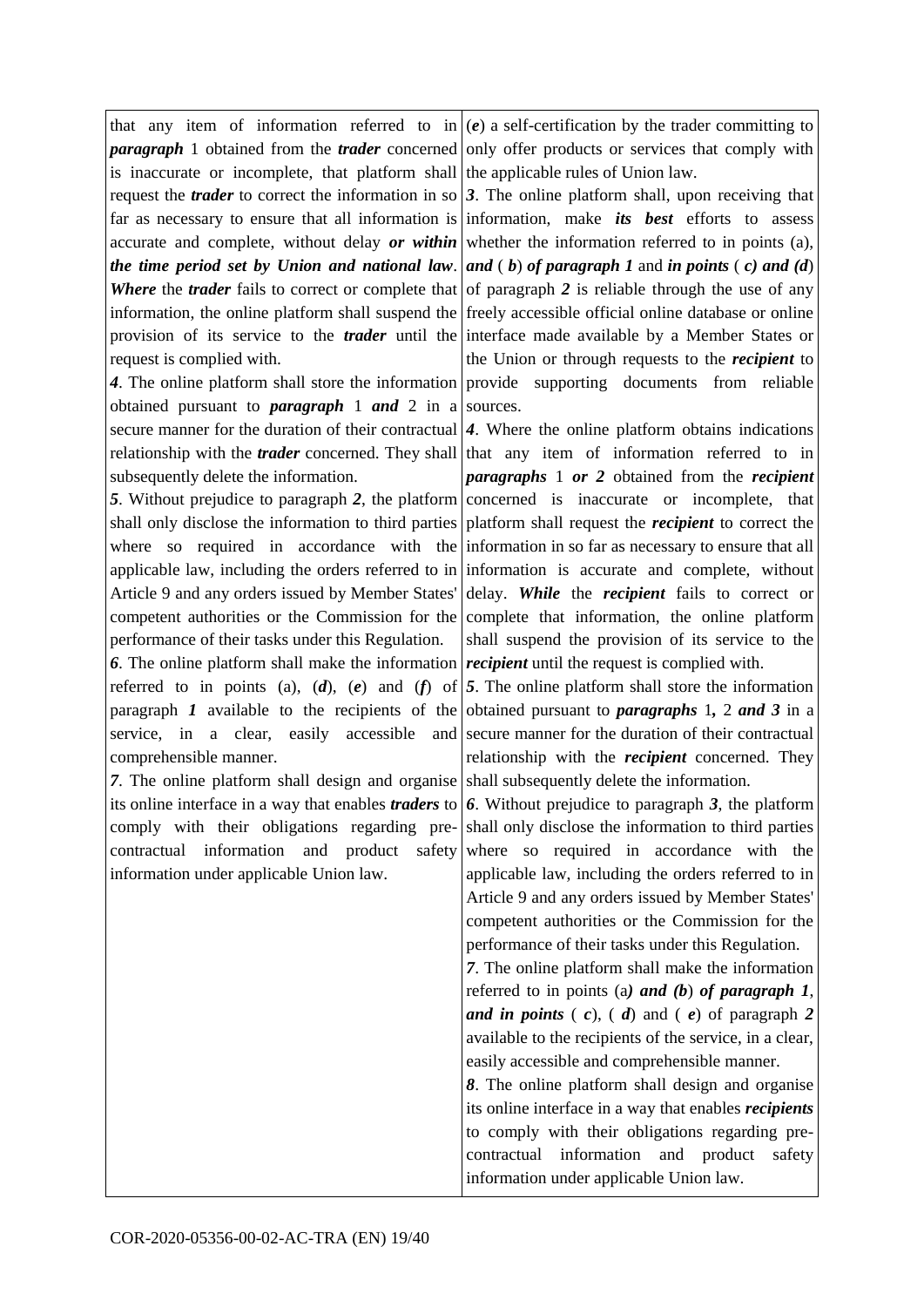| | |
|---|---|
| that any item of information referred to in ***paragraph*** 1 obtained from the ***trader*** concerned is inaccurate or incomplete, that platform shall request the ***trader*** to correct the information in so far as necessary to ensure that all information is accurate and complete, without delay ***or within the time period set by Union and national law***. ***Where*** the ***trader*** fails to correct or complete that information, the online platform shall suspend the provision of its service to the ***trader*** until the request is complied with.<br>***4***. The online platform shall store the information obtained pursuant to ***paragraph*** 1 ***and*** 2 in a secure manner for the duration of their contractual relationship with the ***trader*** concerned. They shall subsequently delete the information.<br>***5***. Without prejudice to paragraph ***2***, the platform shall only disclose the information to third parties where so required in accordance with the applicable law, including the orders referred to in Article 9 and any orders issued by Member States' competent authorities or the Commission for the performance of their tasks under this Regulation.<br>***6***. The online platform shall make the information referred to in points (a), (***d***), (***e***) and (***f***) of paragraph ***1*** available to the recipients of the service, in a clear, easily accessible and comprehensible manner.<br>***7***. The online platform shall design and organise its online interface in a way that enables ***traders*** to comply with their obligations regarding pre-contractual information and product safety information under applicable Union law. | (***e***) a self-certification by the trader committing to only offer products or services that comply with the applicable rules of Union law.<br>***3***. The online platform shall, upon receiving that information, make ***its best*** efforts to assess whether the information referred to in points (a), ***and*** ( ***b***) ***of paragraph 1*** and ***in points*** ( ***c) and (d***) of paragraph ***2*** is reliable through the use of any freely accessible official online database or online interface made available by a Member States or the Union or through requests to the ***recipient*** to provide supporting documents from reliable sources.<br>***4***. Where the online platform obtains indications that any item of information referred to in ***paragraphs*** 1 ***or 2*** obtained from the ***recipient*** concerned is inaccurate or incomplete, that platform shall request the ***recipient*** to correct the information in so far as necessary to ensure that all information is accurate and complete, without delay. ***While*** the ***recipient*** fails to correct or complete that information, the online platform shall suspend the provision of its service to the ***recipient*** until the request is complied with.<br>***5***. The online platform shall store the information obtained pursuant to ***paragraphs*** 1***,*** 2 ***and 3*** in a secure manner for the duration of their contractual relationship with the ***recipient*** concerned. They shall subsequently delete the information.<br>***6***. Without prejudice to paragraph ***3***, the platform shall only disclose the information to third parties where so required in accordance with the applicable law, including the orders referred to in Article 9 and any orders issued by Member States' competent authorities or the Commission for the performance of their tasks under this Regulation.<br>***7***. The online platform shall make the information referred to in points (a***) and (b***) ***of paragraph 1***, ***and in points*** ( ***c***), ( ***d***) and ( ***e***) of paragraph ***2*** available to the recipients of the service, in a clear, easily accessible and comprehensible manner.<br>***8***. The online platform shall design and organise its online interface in a way that enables ***recipients*** to comply with their obligations regarding pre-contractual information and product safety information under applicable Union law. |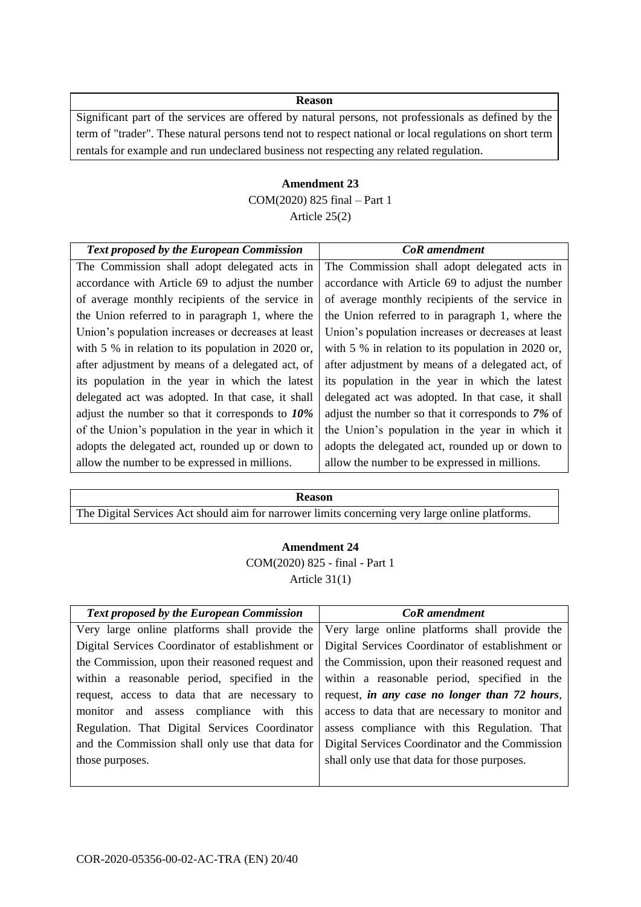| Reason |
| --- |
| Significant part of the services are offered by natural persons, not professionals as defined by the term of "trader". These natural persons tend not to respect national or local regulations on short term rentals for example and run undeclared business not respecting any related regulation. |

**Amendment 23**

COM(2020) 825 final – Part 1

Article 25(2)

| *Text proposed by the European Commission* | *CoR amendment* |
| --- | --- |
| The Commission shall adopt delegated acts in accordance with Article 69 to adjust the number of average monthly recipients of the service in the Union referred to in paragraph 1, where the Union's population increases or decreases at least with 5 % in relation to its population in 2020 or, after adjustment by means of a delegated act, of its population in the year in which the latest delegated act was adopted. In that case, it shall adjust the number so that it corresponds to ***10%*** of the Union's population in the year in which it adopts the delegated act, rounded up or down to allow the number to be expressed in millions. | The Commission shall adopt delegated acts in accordance with Article 69 to adjust the number of average monthly recipients of the service in the Union referred to in paragraph 1, where the Union's population increases or decreases at least with 5 % in relation to its population in 2020 or, after adjustment by means of a delegated act, of its population in the year in which the latest delegated act was adopted. In that case, it shall adjust the number so that it corresponds to ***7%*** of the Union's population in the year in which it adopts the delegated act, rounded up or down to allow the number to be expressed in millions. |

| Reason |
| --- |
| The Digital Services Act should aim for narrower limits concerning very large online platforms. |

**Amendment 24**

COM(2020) 825 - final - Part 1

Article 31(1)

| *Text proposed by the European Commission* | *CoR amendment* |
| --- | --- |
| Very large online platforms shall provide the Digital Services Coordinator of establishment or the Commission, upon their reasoned request and within a reasonable period, specified in the request, access to data that are necessary to monitor and assess compliance with this Regulation. That Digital Services Coordinator and the Commission shall only use that data for those purposes. | Very large online platforms shall provide the Digital Services Coordinator of establishment or the Commission, upon their reasoned request and within a reasonable period, specified in the request, ***in any case no longer than 72 hours***, access to data that are necessary to monitor and assess compliance with this Regulation. That Digital Services Coordinator and the Commission shall only use that data for those purposes. |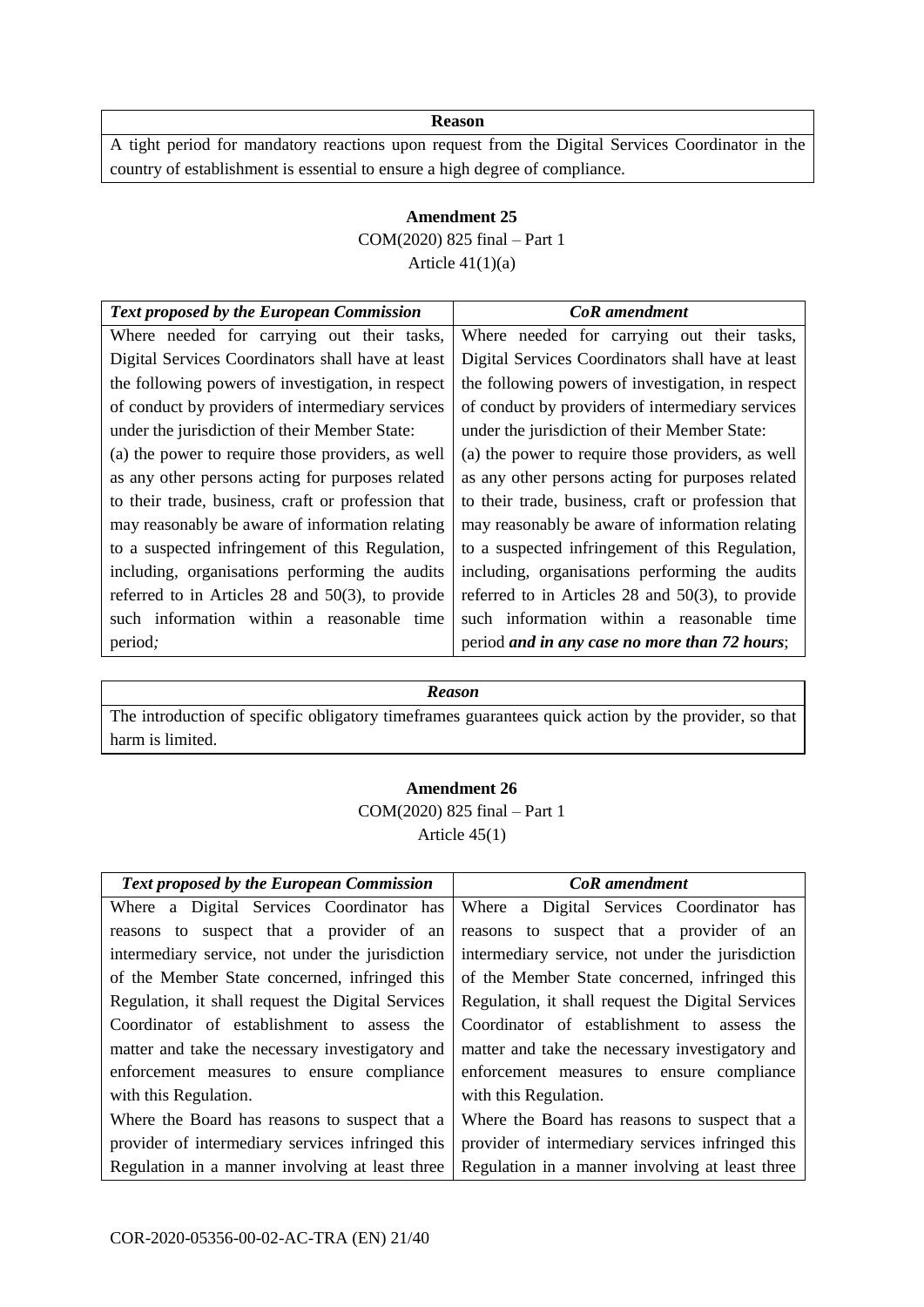| **Reason** |
|---|
| A tight period for mandatory reactions upon request from the Digital Services Coordinator in the country of establishment is essential to ensure a high degree of compliance. |

**Amendment 25**

COM(2020) 825 final – Part 1

Article 41(1)(a)

| ***Text proposed by the European Commission*** | ***CoR amendment*** |
|---|---|
| Where needed for carrying out their tasks, Digital Services Coordinators shall have at least the following powers of investigation, in respect of conduct by providers of intermediary services under the jurisdiction of their Member State:<br>(a) the power to require those providers, as well as any other persons acting for purposes related to their trade, business, craft or profession that may reasonably be aware of information relating to a suspected infringement of this Regulation, including, organisations performing the audits referred to in Articles 28 and 50(3), to provide such information within a reasonable time period*;* | Where needed for carrying out their tasks, Digital Services Coordinators shall have at least the following powers of investigation, in respect of conduct by providers of intermediary services under the jurisdiction of their Member State:<br>(a) the power to require those providers, as well as any other persons acting for purposes related to their trade, business, craft or profession that may reasonably be aware of information relating to a suspected infringement of this Regulation, including, organisations performing the audits referred to in Articles 28 and 50(3), to provide such information within a reasonable time period ***and in any case no more than 72 hours***; |

| ***Reason*** |
|---|
| The introduction of specific obligatory timeframes guarantees quick action by the provider, so that harm is limited. |

**Amendment 26**

COM(2020) 825 final – Part 1

Article 45(1)

| ***Text proposed by the European Commission*** | ***CoR amendment*** |
|---|---|
| Where a Digital Services Coordinator has reasons to suspect that a provider of an intermediary service, not under the jurisdiction of the Member State concerned, infringed this Regulation, it shall request the Digital Services Coordinator of establishment to assess the matter and take the necessary investigatory and enforcement measures to ensure compliance with this Regulation.<br>Where the Board has reasons to suspect that a provider of intermediary services infringed this Regulation in a manner involving at least three | Where a Digital Services Coordinator has reasons to suspect that a provider of an intermediary service, not under the jurisdiction of the Member State concerned, infringed this Regulation, it shall request the Digital Services Coordinator of establishment to assess the matter and take the necessary investigatory and enforcement measures to ensure compliance with this Regulation.<br>Where the Board has reasons to suspect that a provider of intermediary services infringed this Regulation in a manner involving at least three |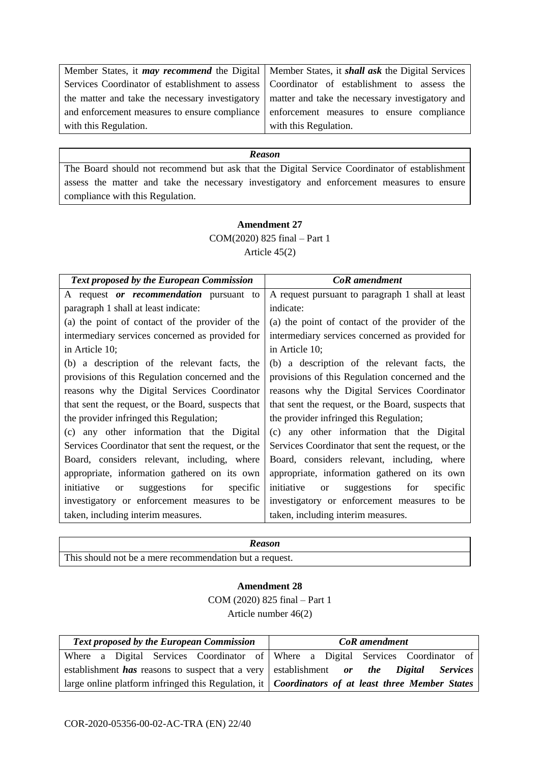| | |
|---|---|
| Member States, it ***may recommend*** the Digital Services Coordinator of establishment to assess the matter and take the necessary investigatory and enforcement measures to ensure compliance with this Regulation. | Member States, it ***shall ask*** the Digital Services Coordinator of establishment to assess the matter and take the necessary investigatory and enforcement measures to ensure compliance with this Regulation. |

| *Reason* |
|---|
| The Board should not recommend but ask that the Digital Service Coordinator of establishment assess the matter and take the necessary investigatory and enforcement measures to ensure compliance with this Regulation. |

**Amendment 27**

COM(2020) 825 final – Part 1

Article 45(2)

| *Text proposed by the European Commission* | *CoR amendment* |
|---|---|
| A request ***or recommendation*** pursuant to paragraph 1 shall at least indicate:<br>(a) the point of contact of the provider of the intermediary services concerned as provided for in Article 10;<br>(b) a description of the relevant facts, the provisions of this Regulation concerned and the reasons why the Digital Services Coordinator that sent the request, or the Board, suspects that the provider infringed this Regulation;<br>(c) any other information that the Digital Services Coordinator that sent the request, or the Board, considers relevant, including, where appropriate, information gathered on its own initiative or suggestions for specific investigatory or enforcement measures to be taken, including interim measures. | A request pursuant to paragraph 1 shall at least indicate:<br>(a) the point of contact of the provider of the intermediary services concerned as provided for in Article 10;<br>(b) a description of the relevant facts, the provisions of this Regulation concerned and the reasons why the Digital Services Coordinator that sent the request, or the Board, suspects that the provider infringed this Regulation;<br>(c) any other information that the Digital Services Coordinator that sent the request, or the Board, considers relevant, including, where appropriate, information gathered on its own initiative or suggestions for specific investigatory or enforcement measures to be taken, including interim measures. |

| *Reason* |
|---|
| This should not be a mere recommendation but a request. |

**Amendment 28**

COM (2020) 825 final – Part 1

Article number 46(2)

| *Text proposed by the European Commission* | *CoR amendment* |
|---|---|
| Where a Digital Services Coordinator of establishment ***has*** reasons to suspect that a very large online platform infringed this Regulation, it | Where a Digital Services Coordinator of establishment ***or the Digital Services Coordinators of at least three Member States*** |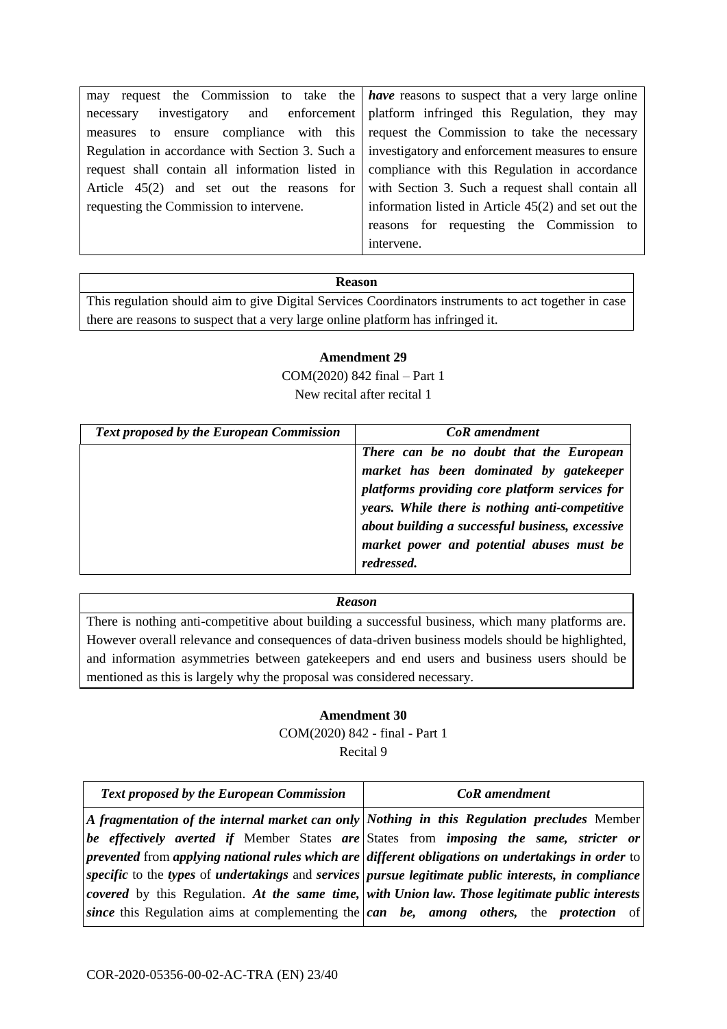| | |
|---|---|
| may request the Commission to take the necessary investigatory and enforcement measures to ensure compliance with this Regulation in accordance with Section 3. Such a request shall contain all information listed in Article 45(2) and set out the reasons for requesting the Commission to intervene. | ***have*** reasons to suspect that a very large online platform infringed this Regulation, they may request the Commission to take the necessary investigatory and enforcement measures to ensure compliance with this Regulation in accordance with Section 3. Such a request shall contain all information listed in Article 45(2) and set out the reasons for requesting the Commission to intervene. |

| **Reason** |
|---|
| This regulation should aim to give Digital Services Coordinators instruments to act together in case there are reasons to suspect that a very large online platform has infringed it. |

**Amendment 29**

COM(2020) 842 final – Part 1

New recital after recital 1

| *Text proposed by the European Commission* | *CoR amendment* |
|---|---|
| | ***There can be no doubt that the European market has been dominated by gatekeeper platforms providing core platform services for years. While there is nothing anti-competitive about building a successful business, excessive market power and potential abuses must be redressed.*** |

| ***Reason*** |
|---|
| There is nothing anti-competitive about building a successful business, which many platforms are. However overall relevance and consequences of data-driven business models should be highlighted, and information asymmetries between gatekeepers and end users and business users should be mentioned as this is largely why the proposal was considered necessary. |

**Amendment 30**

COM(2020) 842 - final - Part 1

Recital 9

| *Text proposed by the European Commission* | *CoR amendment* |
|---|---|
| ***A fragmentation of the internal market can only be effectively averted if*** Member States ***are prevented*** from ***applying national rules which are specific*** to the ***types*** of ***undertakings*** and ***services covered*** by this Regulation. ***At the same time, since*** this Regulation aims at complementing the | ***Nothing in this Regulation precludes*** Member States from ***imposing the same, stricter or different obligations on undertakings in order*** to ***pursue legitimate public interests, in compliance with Union law. Those legitimate public interests can be, among others,*** the ***protection*** of |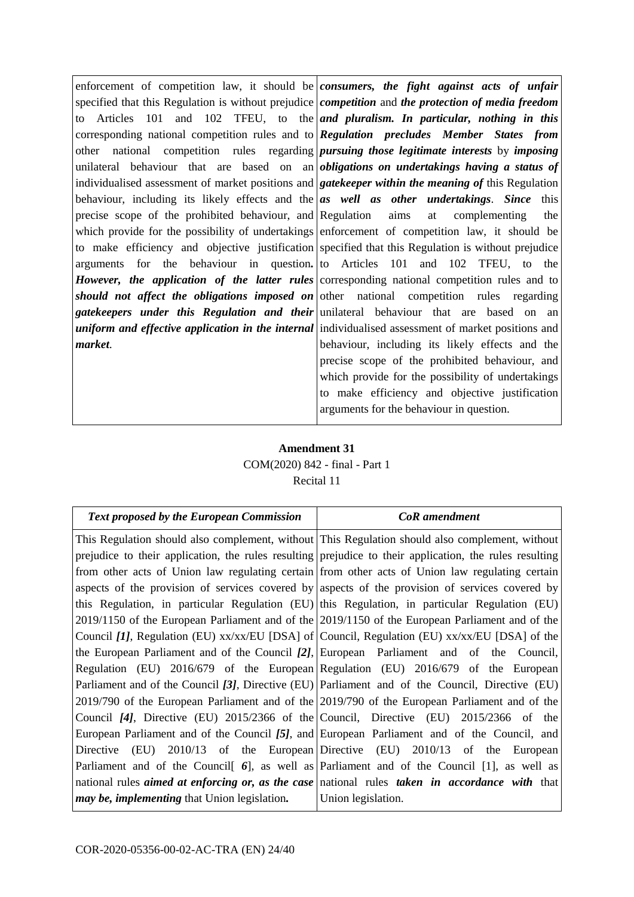| | |
|---|---|
| enforcement of competition law, it should be specified that this Regulation is without prejudice to Articles 101 and 102 TFEU, to the corresponding national competition rules and to other national competition rules regarding unilateral behaviour that are based on an individualised assessment of market positions and behaviour, including its likely effects and the precise scope of the prohibited behaviour, and which provide for the possibility of undertakings to make efficiency and objective justification arguments for the behaviour in question***.*** ***However, the application of the latter rules should not affect the obligations imposed on gatekeepers under this Regulation and their uniform and effective application in the internal market***. | ***consumers, the fight against acts of unfair competition*** and ***the protection of media freedom and pluralism. In particular, nothing in this Regulation precludes Member States from pursuing those legitimate interests*** by ***imposing obligations on undertakings having a status of gatekeeper within the meaning of*** this Regulation ***as well as other undertakings***. ***Since*** this Regulation aims at complementing the enforcement of competition law, it should be specified that this Regulation is without prejudice to Articles 101 and 102 TFEU, to the corresponding national competition rules and to other national competition rules regarding unilateral behaviour that are based on an individualised assessment of market positions and behaviour, including its likely effects and the precise scope of the prohibited behaviour, and which provide for the possibility of undertakings to make efficiency and objective justification arguments for the behaviour in question. |

**Amendment 31**

COM(2020) 842 - final - Part 1

Recital 11

| ***Text proposed by the European Commission*** | ***CoR amendment*** |
|---|---|
| This Regulation should also complement, without prejudice to their application, the rules resulting from other acts of Union law regulating certain aspects of the provision of services covered by this Regulation, in particular Regulation (EU) 2019/1150 of the European Parliament and of the Council ***[1]***, Regulation (EU) xx/xx/EU [DSA] of the European Parliament and of the Council ***[2]***, Regulation (EU) 2016/679 of the European Parliament and of the Council ***[3]***, Directive (EU) 2019/790 of the European Parliament and of the Council ***[4]***, Directive (EU) 2015/2366 of the European Parliament and of the Council ***[5]***, and Directive (EU) 2010/13 of the European Parliament and of the Council[ ***6***], as well as national rules ***aimed at enforcing or, as the case may be, implementing*** that Union legislation***.*** | This Regulation should also complement, without prejudice to their application, the rules resulting from other acts of Union law regulating certain aspects of the provision of services covered by this Regulation, in particular Regulation (EU) 2019/1150 of the European Parliament and of the Council, Regulation (EU) xx/xx/EU [DSA] of the European Parliament and of the Council, Regulation (EU) 2016/679 of the European Parliament and of the Council, Directive (EU) 2019/790 of the European Parliament and of the Council, Directive (EU) 2015/2366 of the European Parliament and of the Council, and Directive (EU) 2010/13 of the European Parliament and of the Council [1], as well as national rules ***taken in accordance with*** that Union legislation. |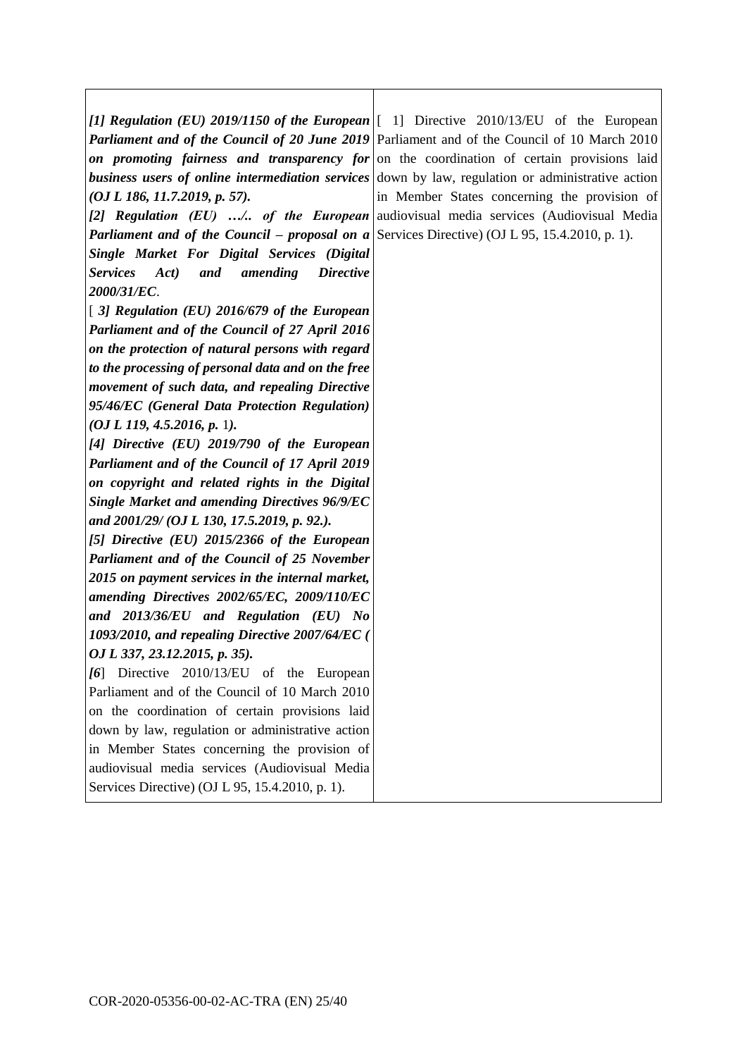| | |
|---|---|
| ***[1] Regulation (EU) 2019/1150 of the European Parliament and of the Council of 20 June 2019 on promoting fairness and transparency for business users of online intermediation services (OJ L 186, 11.7.2019, p. 57).***<br>***[2] Regulation (EU) …/.. of the European Parliament and of the Council – proposal on a Single Market For Digital Services (Digital Services Act) and amending Directive 2000/31/EC***.<br>[ ***3] Regulation (EU) 2016/679 of the European Parliament and of the Council of 27 April 2016 on the protection of natural persons with regard to the processing of personal data and on the free movement of such data, and repealing Directive 95/46/EC (General Data Protection Regulation) (OJ L 119, 4.5.2016, p.*** 1***).***<br>***[4] Directive (EU) 2019/790 of the European Parliament and of the Council of 17 April 2019 on copyright and related rights in the Digital Single Market and amending Directives 96/9/EC and 2001/29/ (OJ L 130, 17.5.2019, p. 92.).***<br>***[5] Directive (EU) 2015/2366 of the European Parliament and of the Council of 25 November 2015 on payment services in the internal market, amending Directives 2002/65/EC, 2009/110/EC and 2013/36/EU and Regulation (EU) No 1093/2010, and repealing Directive 2007/64/EC ( OJ L 337, 23.12.2015, p. 35).***<br>[***6***] Directive 2010/13/EU of the European Parliament and of the Council of 10 March 2010 on the coordination of certain provisions laid down by law, regulation or administrative action in Member States concerning the provision of audiovisual media services (Audiovisual Media Services Directive) (OJ L 95, 15.4.2010, p. 1). | [ 1] Directive 2010/13/EU of the European Parliament and of the Council of 10 March 2010 on the coordination of certain provisions laid down by law, regulation or administrative action in Member States concerning the provision of audiovisual media services (Audiovisual Media Services Directive) (OJ L 95, 15.4.2010, p. 1). |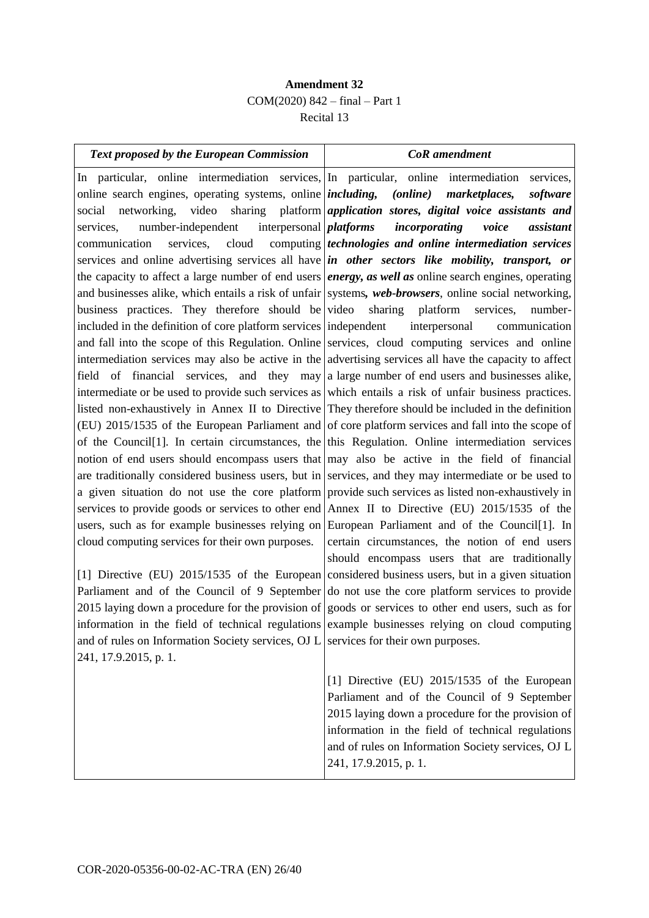**Amendment 32**

COM(2020) 842 – final – Part 1

Recital 13

| ***Text proposed by the European Commission*** | ***CoR amendment*** |
|---|---|
| In particular, online intermediation services, online search engines, operating systems, online social networking, video sharing platform services, number-independent interpersonal communication services, cloud computing services and online advertising services all have the capacity to affect a large number of end users and businesses alike, which entails a risk of unfair business practices. They therefore should be included in the definition of core platform services and fall into the scope of this Regulation. Online intermediation services may also be active in the field of financial services, and they may intermediate or be used to provide such services as listed non-exhaustively in Annex II to Directive (EU) 2015/1535 of the European Parliament and of the Council[1]. In certain circumstances, the notion of end users should encompass users that are traditionally considered business users, but in a given situation do not use the core platform services to provide goods or services to other end users, such as for example businesses relying on cloud computing services for their own purposes.<br><br>[1] Directive (EU) 2015/1535 of the European Parliament and of the Council of 9 September 2015 laying down a procedure for the provision of information in the field of technical regulations and of rules on Information Society services, OJ L 241, 17.9.2015, p. 1. | In particular, online intermediation services, ***including, (online) marketplaces, software application stores, digital voice assistants and platforms incorporating voice assistant technologies and online intermediation services in other sectors like mobility, transport, or energy, as well as*** online search engines, operating systems***, web-browsers***, online social networking, video sharing platform services, number-independent interpersonal communication services, cloud computing services and online advertising services all have the capacity to affect a large number of end users and businesses alike, which entails a risk of unfair business practices. They therefore should be included in the definition of core platform services and fall into the scope of this Regulation. Online intermediation services may also be active in the field of financial services, and they may intermediate or be used to provide such services as listed non-exhaustively in Annex II to Directive (EU) 2015/1535 of the European Parliament and of the Council[1]. In certain circumstances, the notion of end users should encompass users that are traditionally considered business users, but in a given situation do not use the core platform services to provide goods or services to other end users, such as for example businesses relying on cloud computing services for their own purposes.<br><br>[1] Directive (EU) 2015/1535 of the European Parliament and of the Council of 9 September 2015 laying down a procedure for the provision of information in the field of technical regulations and of rules on Information Society services, OJ L 241, 17.9.2015, p. 1. |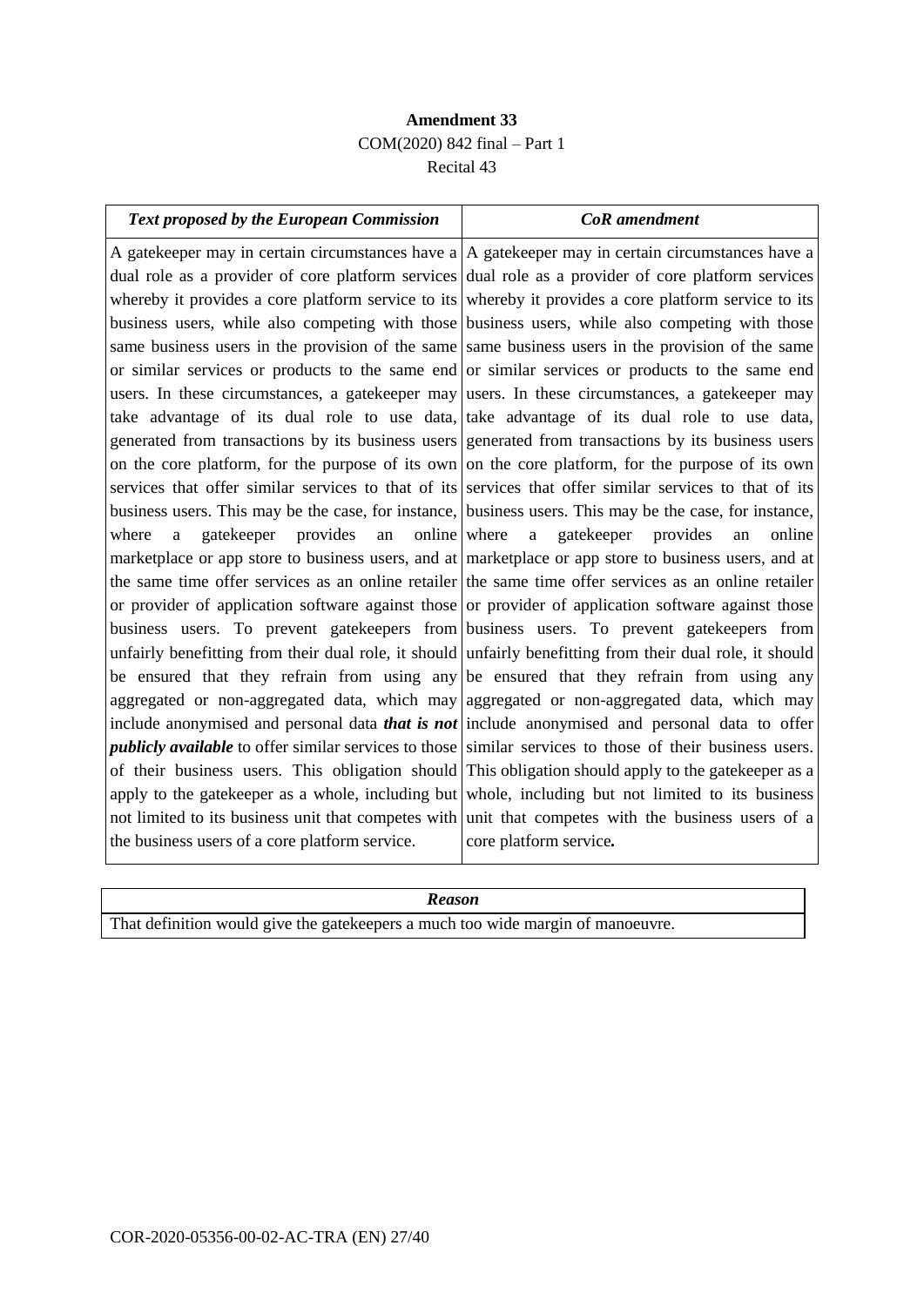**Amendment 33**
COM(2020) 842 final – Part 1
Recital 43

| *Text proposed by the European Commission* | *CoR amendment* |
|---|---|
| A gatekeeper may in certain circumstances have a dual role as a provider of core platform services whereby it provides a core platform service to its business users, while also competing with those same business users in the provision of the same or similar services or products to the same end users. In these circumstances, a gatekeeper may take advantage of its dual role to use data, generated from transactions by its business users on the core platform, for the purpose of its own services that offer similar services to that of its business users. This may be the case, for instance, where a gatekeeper provides an online marketplace or app store to business users, and at the same time offer services as an online retailer or provider of application software against those business users. To prevent gatekeepers from unfairly benefitting from their dual role, it should be ensured that they refrain from using any aggregated or non-aggregated data, which may include anonymised and personal data ***that is not publicly available*** to offer similar services to those of their business users. This obligation should apply to the gatekeeper as a whole, including but not limited to its business unit that competes with the business users of a core platform service. | A gatekeeper may in certain circumstances have a dual role as a provider of core platform services whereby it provides a core platform service to its business users, while also competing with those same business users in the provision of the same or similar services or products to the same end users. In these circumstances, a gatekeeper may take advantage of its dual role to use data, generated from transactions by its business users on the core platform, for the purpose of its own services that offer similar services to that of its business users. This may be the case, for instance, where a gatekeeper provides an online marketplace or app store to business users, and at the same time offer services as an online retailer or provider of application software against those business users. To prevent gatekeepers from unfairly benefitting from their dual role, it should be ensured that they refrain from using any aggregated or non-aggregated data, which may include anonymised and personal data to offer similar services to those of their business users. This obligation should apply to the gatekeeper as a whole, including but not limited to its business unit that competes with the business users of a core platform service**.** |

| *Reason* |
|---|
| That definition would give the gatekeepers a much too wide margin of manoeuvre. |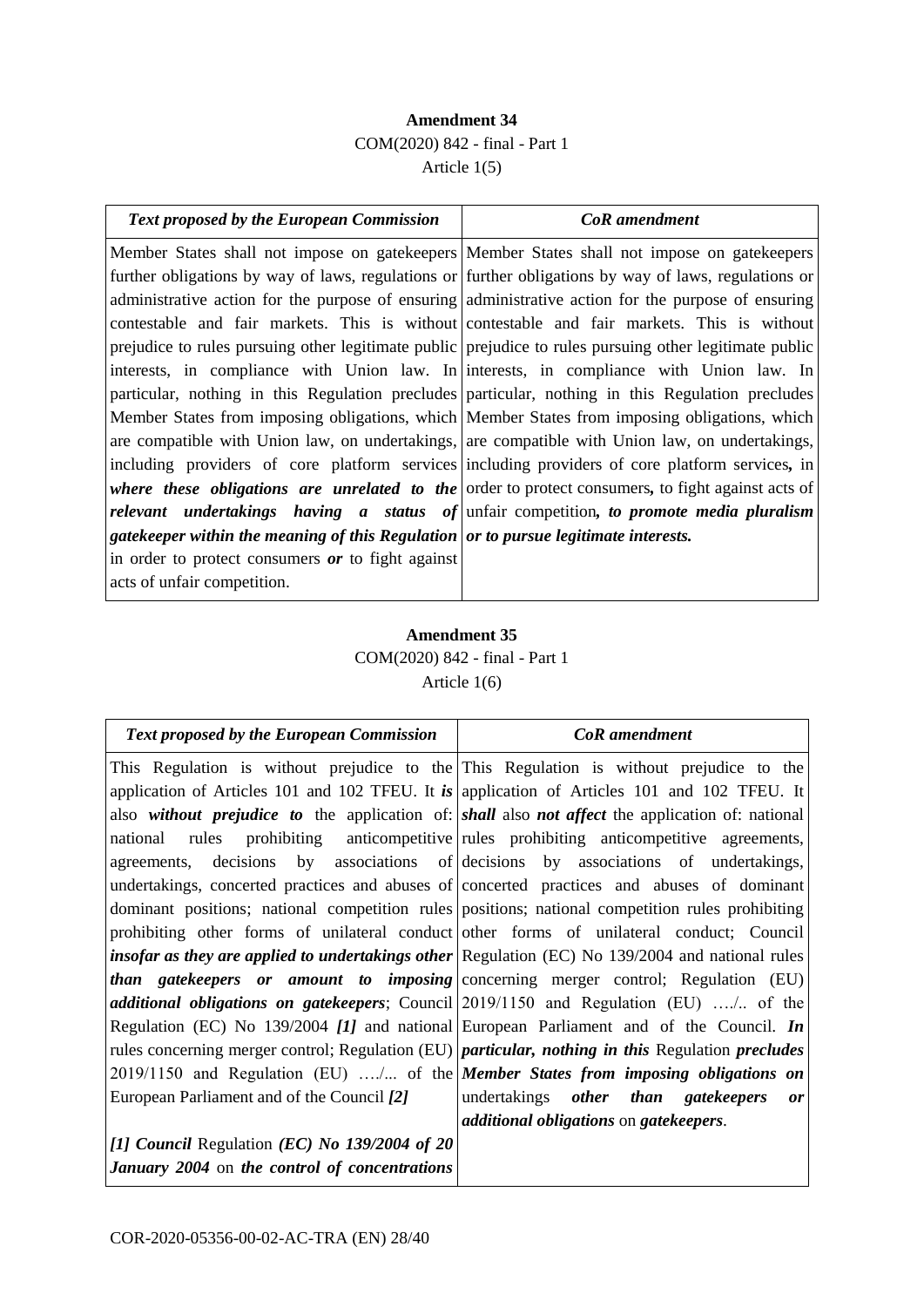**Amendment 34**
COM(2020) 842 - final - Part 1
Article 1(5)

| *Text proposed by the European Commission* | *CoR amendment* |
| --- | --- |
| Member States shall not impose on gatekeepers further obligations by way of laws, regulations or administrative action for the purpose of ensuring contestable and fair markets. This is without prejudice to rules pursuing other legitimate public interests, in compliance with Union law. In particular, nothing in this Regulation precludes Member States from imposing obligations, which are compatible with Union law, on undertakings, including providers of core platform services ***where these obligations are unrelated to the relevant undertakings having a status of gatekeeper within the meaning of this Regulation*** in order to protect consumers ***or*** to fight against acts of unfair competition. | Member States shall not impose on gatekeepers further obligations by way of laws, regulations or administrative action for the purpose of ensuring contestable and fair markets. This is without prejudice to rules pursuing other legitimate public interests, in compliance with Union law. In particular, nothing in this Regulation precludes Member States from imposing obligations, which are compatible with Union law, on undertakings, including providers of core platform services**,** in order to protect consumers**,** to fight against acts of unfair competition***, to promote media pluralism or to pursue legitimate interests.*** |

**Amendment 35**
COM(2020) 842 - final - Part 1
Article 1(6)

| *Text proposed by the European Commission* | *CoR amendment* |
| --- | --- |
| This Regulation is without prejudice to the application of Articles 101 and 102 TFEU. It ***is*** also ***without prejudice to*** the application of: national rules prohibiting anticompetitive agreements, decisions by associations of undertakings, concerted practices and abuses of dominant positions; national competition rules prohibiting other forms of unilateral conduct ***insofar as they are applied to undertakings other than gatekeepers or amount to imposing additional obligations on gatekeepers***; Council Regulation (EC) No 139/2004 ***[1]*** and national rules concerning merger control; Regulation (EU) 2019/1150 and Regulation (EU) …./... of the European Parliament and of the Council ***[2]***<br><br>***[1] Council*** Regulation ***(EC) No 139/2004 of 20 January 2004*** on ***the control of concentrations*** | This Regulation is without prejudice to the application of Articles 101 and 102 TFEU. It ***shall*** also ***not affect*** the application of: national rules prohibiting anticompetitive agreements, decisions by associations of undertakings, concerted practices and abuses of dominant positions; national competition rules prohibiting other forms of unilateral conduct; Council Regulation (EC) No 139/2004 and national rules concerning merger control; Regulation (EU) 2019/1150 and Regulation (EU) …./.. of the European Parliament and of the Council. ***In particular, nothing in this*** Regulation ***precludes Member States from imposing obligations on*** undertakings ***other than gatekeepers or additional obligations*** on ***gatekeepers***. |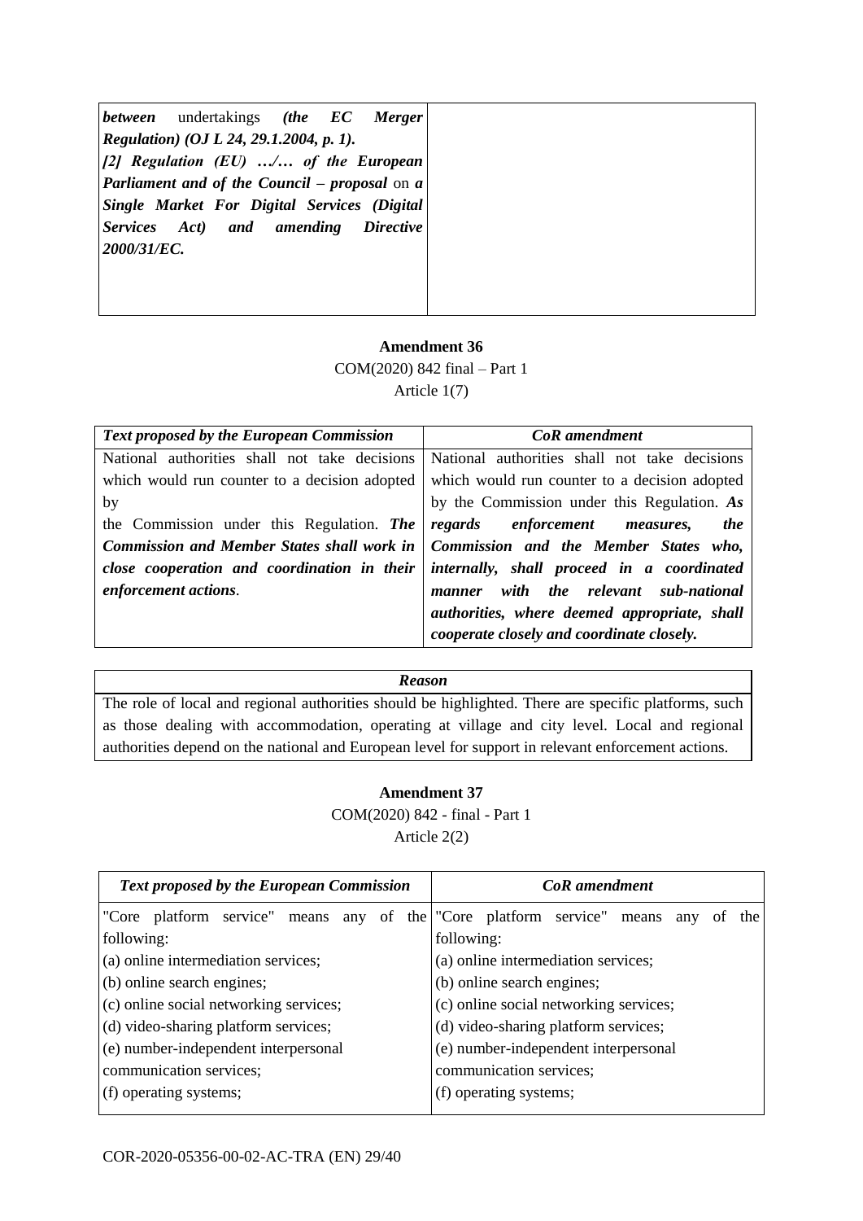| | |
|---|---|
| ***between*** undertakings ***(the EC Merger Regulation) (OJ L 24, 29.1.2004, p. 1).*** ***[2] Regulation (EU) …/… of the European Parliament and of the Council – proposal*** on ***a Single Market For Digital Services (Digital Services Act) and amending Directive 2000/31/EC.*** | |

**Amendment 36**

COM(2020) 842 final – Part 1

Article 1(7)

| *Text proposed by the European Commission* | *CoR amendment* |
|---|---|
| National authorities shall not take decisions which would run counter to a decision adopted by the Commission under this Regulation. ***The Commission and Member States shall work in close cooperation and coordination in their enforcement actions***. | National authorities shall not take decisions which would run counter to a decision adopted by the Commission under this Regulation. ***As regards enforcement measures, the Commission and the Member States who, internally, shall proceed in a coordinated manner with the relevant sub-national authorities, where deemed appropriate, shall cooperate closely and coordinate closely.*** |

| *Reason* |
|---|
| The role of local and regional authorities should be highlighted. There are specific platforms, such as those dealing with accommodation, operating at village and city level. Local and regional authorities depend on the national and European level for support in relevant enforcement actions. |

**Amendment 37**

COM(2020) 842 - final - Part 1

Article 2(2)

| *Text proposed by the European Commission* | *CoR amendment* |
|---|---|
| "Core platform service" means any of the following:<br>(a) online intermediation services;<br>(b) online search engines;<br>(c) online social networking services;<br>(d) video-sharing platform services;<br>(e) number-independent interpersonal communication services;<br>(f) operating systems; | "Core platform service" means any of the following:<br>(a) online intermediation services;<br>(b) online search engines;<br>(c) online social networking services;<br>(d) video-sharing platform services;<br>(e) number-independent interpersonal communication services;<br>(f) operating systems; |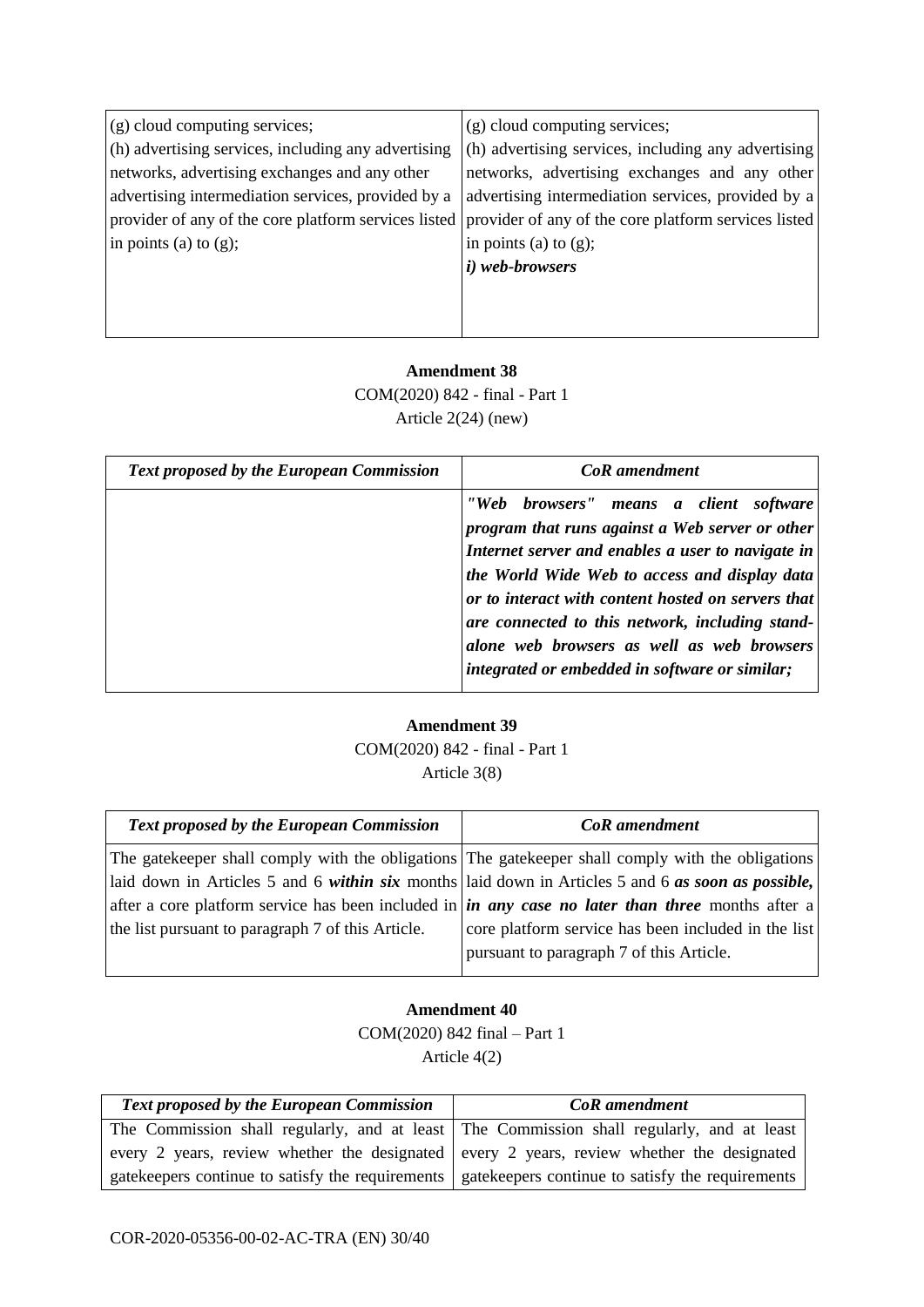| | |
|---|---|
| (g) cloud computing services;<br>(h) advertising services, including any advertising networks, advertising exchanges and any other advertising intermediation services, provided by a provider of any of the core platform services listed in points (a) to (g); | (g) cloud computing services;<br>(h) advertising services, including any advertising networks, advertising exchanges and any other advertising intermediation services, provided by a provider of any of the core platform services listed in points (a) to (g);<br>***i) web-browsers*** |

**Amendment 38**

COM(2020) 842 - final - Part 1

Article 2(24) (new)

| *Text proposed by the European Commission* | *CoR amendment* |
|---|---|
| | ***"Web browsers" means a client software program that runs against a Web server or other Internet server and enables a user to navigate in the World Wide Web to access and display data or to interact with content hosted on servers that are connected to this network, including stand-alone web browsers as well as web browsers integrated or embedded in software or similar;*** |

**Amendment 39**

COM(2020) 842 - final - Part 1

Article 3(8)

| *Text proposed by the European Commission* | *CoR amendment* |
|---|---|
| The gatekeeper shall comply with the obligations laid down in Articles 5 and 6 ***within six*** months after a core platform service has been included in the list pursuant to paragraph 7 of this Article. | The gatekeeper shall comply with the obligations laid down in Articles 5 and 6 ***as soon as possible, in any case no later than three*** months after a core platform service has been included in the list pursuant to paragraph 7 of this Article. |

**Amendment 40**

COM(2020) 842 final – Part 1

Article 4(2)

| *Text proposed by the European Commission* | *CoR amendment* |
|---|---|
| The Commission shall regularly, and at least every 2 years, review whether the designated gatekeepers continue to satisfy the requirements | The Commission shall regularly, and at least every 2 years, review whether the designated gatekeepers continue to satisfy the requirements |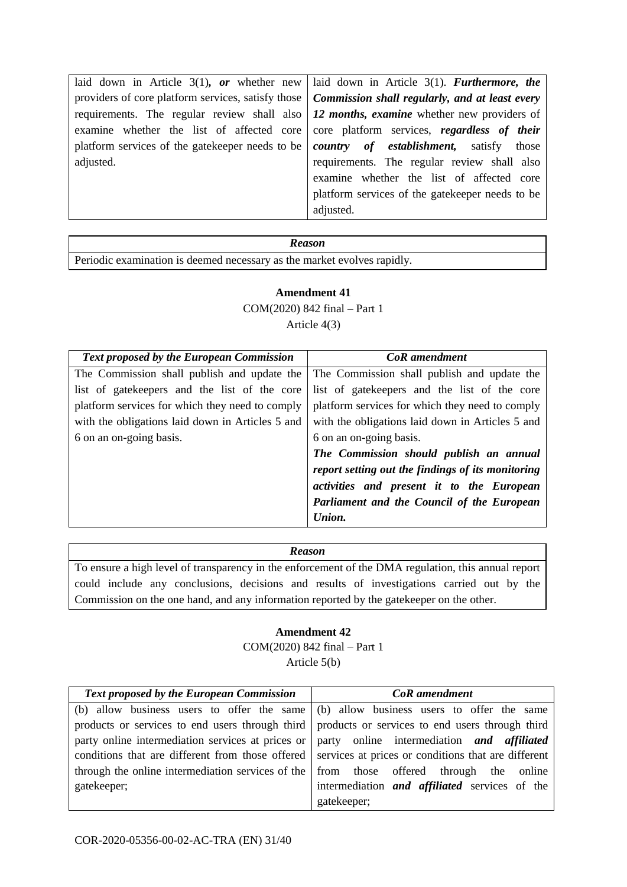| | |
|---|---|
| laid down in Article 3(1)***, or*** whether new providers of core platform services, satisfy those requirements. The regular review shall also examine whether the list of affected core platform services of the gatekeeper needs to be adjusted. | laid down in Article 3(1). ***Furthermore, the Commission shall regularly, and at least every 12 months, examine*** whether new providers of core platform services, ***regardless of their country of establishment,*** satisfy those requirements. The regular review shall also examine whether the list of affected core platform services of the gatekeeper needs to be adjusted. |

| *Reason* |
|---|
| Periodic examination is deemed necessary as the market evolves rapidly. |

**Amendment 41**

COM(2020) 842 final – Part 1

Article 4(3)

| *Text proposed by the European Commission* | *CoR amendment* |
|---|---|
| The Commission shall publish and update the list of gatekeepers and the list of the core platform services for which they need to comply with the obligations laid down in Articles 5 and 6 on an on-going basis. | The Commission shall publish and update the list of gatekeepers and the list of the core platform services for which they need to comply with the obligations laid down in Articles 5 and 6 on an on-going basis. ***The Commission should publish an annual report setting out the findings of its monitoring activities and present it to the European Parliament and the Council of the European Union.*** |

| *Reason* |
|---|
| To ensure a high level of transparency in the enforcement of the DMA regulation, this annual report could include any conclusions, decisions and results of investigations carried out by the Commission on the one hand, and any information reported by the gatekeeper on the other. |

**Amendment 42**

COM(2020) 842 final – Part 1

Article 5(b)

| *Text proposed by the European Commission* | *CoR amendment* |
|---|---|
| (b) allow business users to offer the same products or services to end users through third party online intermediation services at prices or conditions that are different from those offered through the online intermediation services of the gatekeeper; | (b) allow business users to offer the same products or services to end users through third party online intermediation ***and affiliated*** services at prices or conditions that are different from those offered through the online intermediation ***and affiliated*** services of the gatekeeper; |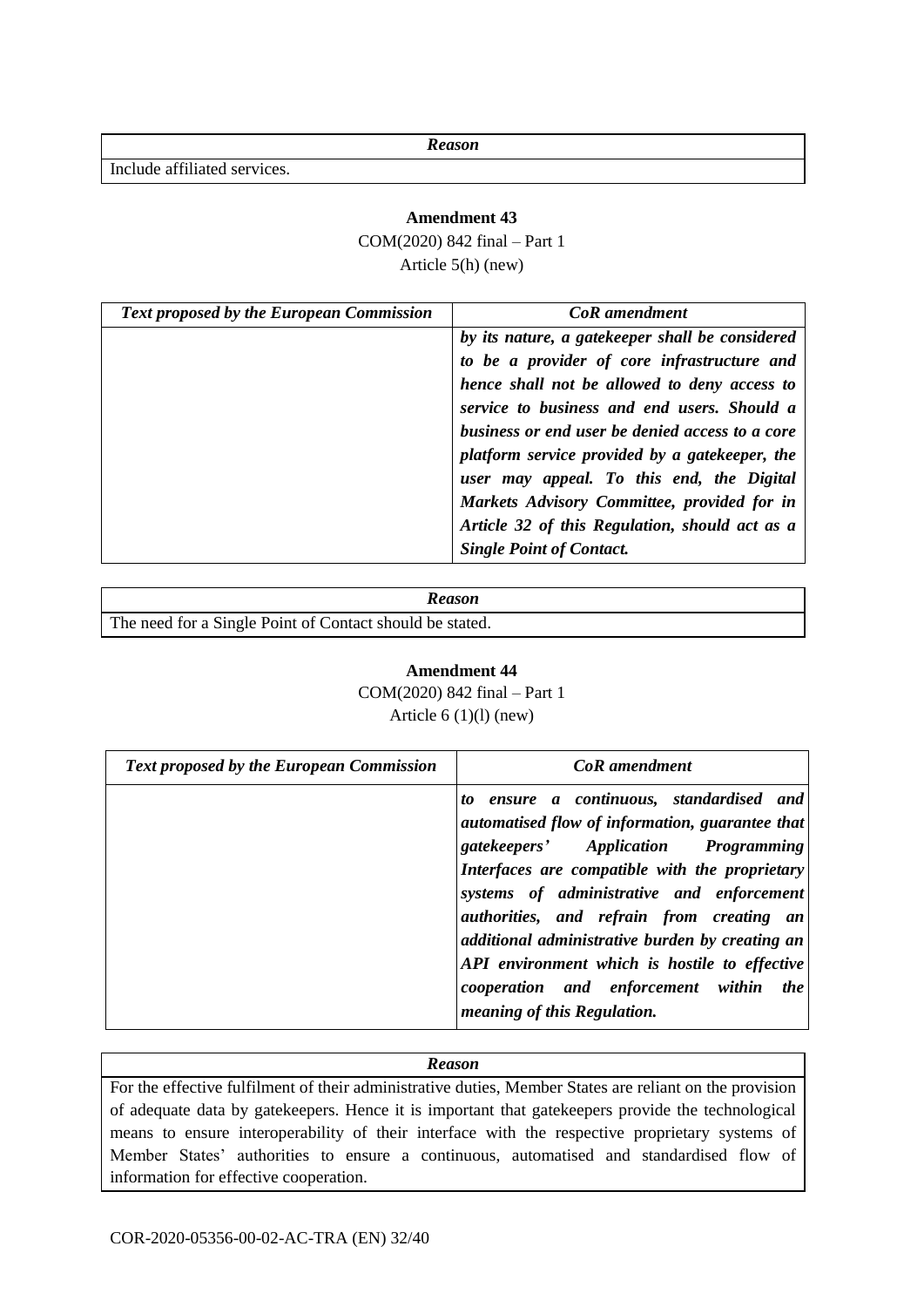| *Reason* |
|---|
| Include affiliated services. |

**Amendment 43**

COM(2020) 842 final – Part 1

Article 5(h) (new)

| *Text proposed by the European Commission* | *CoR amendment* |
|---|---|
| | ***by its nature, a gatekeeper shall be considered to be a provider of core infrastructure and hence shall not be allowed to deny access to service to business and end users. Should a business or end user be denied access to a core platform service provided by a gatekeeper, the user may appeal. To this end, the Digital Markets Advisory Committee, provided for in Article 32 of this Regulation, should act as a Single Point of Contact.*** |

| *Reason* |
|---|
| The need for a Single Point of Contact should be stated. |

**Amendment 44**

COM(2020) 842 final – Part 1

Article 6 (1)(l) (new)

| *Text proposed by the European Commission* | *CoR amendment* |
|---|---|
| | ***to ensure a continuous, standardised and automatised flow of information, guarantee that gatekeepers' Application Programming Interfaces are compatible with the proprietary systems of administrative and enforcement authorities, and refrain from creating an additional administrative burden by creating an API environment which is hostile to effective cooperation and enforcement within the meaning of this Regulation.*** |

| *Reason* |
|---|
| For the effective fulfilment of their administrative duties, Member States are reliant on the provision of adequate data by gatekeepers. Hence it is important that gatekeepers provide the technological means to ensure interoperability of their interface with the respective proprietary systems of Member States' authorities to ensure a continuous, automatised and standardised flow of information for effective cooperation. |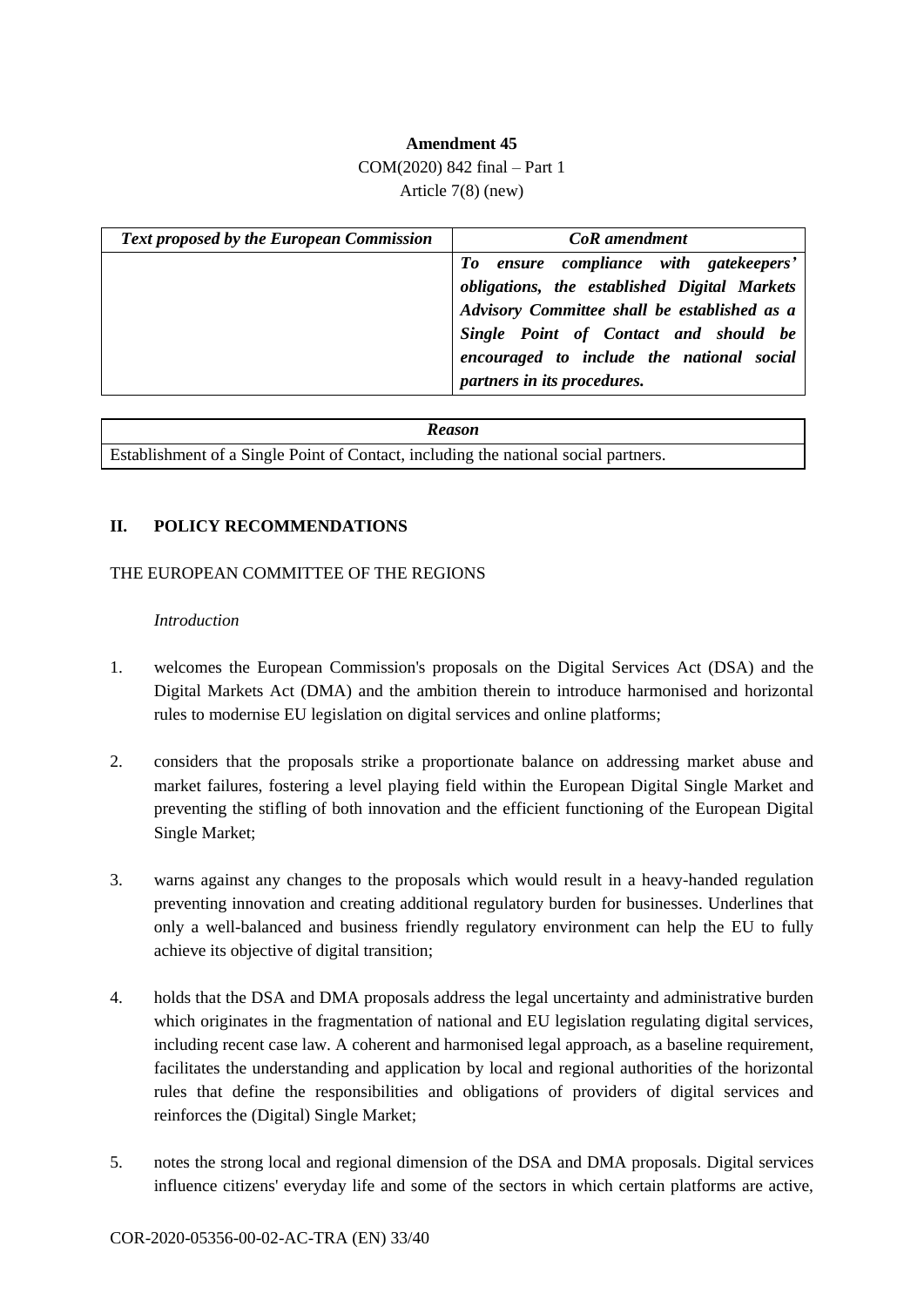**Amendment 45**

COM(2020) 842 final – Part 1

Article 7(8) (new)

| *Text proposed by the European Commission* | *CoR amendment* |
| --- | --- |
| | ***To ensure compliance with gatekeepers' obligations, the established Digital Markets Advisory Committee shall be established as a Single Point of Contact and should be encouraged to include the national social partners in its procedures.*** |

| *Reason* |
| --- |
| Establishment of a Single Point of Contact, including the national social partners. |

## II. POLICY RECOMMENDATIONS

THE EUROPEAN COMMITTEE OF THE REGIONS

*Introduction*

1. welcomes the European Commission's proposals on the Digital Services Act (DSA) and the Digital Markets Act (DMA) and the ambition therein to introduce harmonised and horizontal rules to modernise EU legislation on digital services and online platforms;

2. considers that the proposals strike a proportionate balance on addressing market abuse and market failures, fostering a level playing field within the European Digital Single Market and preventing the stifling of both innovation and the efficient functioning of the European Digital Single Market;

3. warns against any changes to the proposals which would result in a heavy-handed regulation preventing innovation and creating additional regulatory burden for businesses. Underlines that only a well-balanced and business friendly regulatory environment can help the EU to fully achieve its objective of digital transition;

4. holds that the DSA and DMA proposals address the legal uncertainty and administrative burden which originates in the fragmentation of national and EU legislation regulating digital services, including recent case law. A coherent and harmonised legal approach, as a baseline requirement, facilitates the understanding and application by local and regional authorities of the horizontal rules that define the responsibilities and obligations of providers of digital services and reinforces the (Digital) Single Market;

5. notes the strong local and regional dimension of the DSA and DMA proposals. Digital services influence citizens' everyday life and some of the sectors in which certain platforms are active,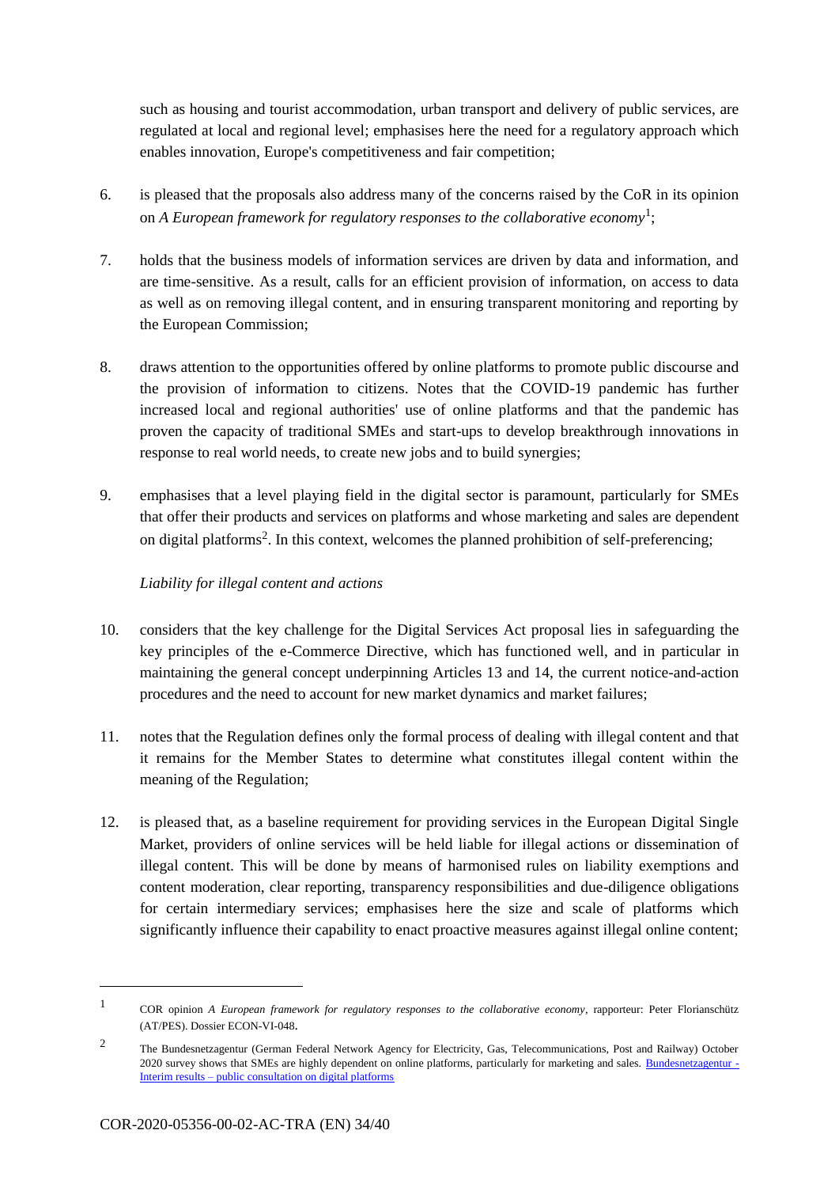such as housing and tourist accommodation, urban transport and delivery of public services, are regulated at local and regional level; emphasises here the need for a regulatory approach which enables innovation, Europe's competitiveness and fair competition;

6. is pleased that the proposals also address many of the concerns raised by the CoR in its opinion on *A European framework for regulatory responses to the collaborative economy*[1];

7. holds that the business models of information services are driven by data and information, and are time-sensitive. As a result, calls for an efficient provision of information, on access to data as well as on removing illegal content, and in ensuring transparent monitoring and reporting by the European Commission;

8. draws attention to the opportunities offered by online platforms to promote public discourse and the provision of information to citizens. Notes that the COVID-19 pandemic has further increased local and regional authorities' use of online platforms and that the pandemic has proven the capacity of traditional SMEs and start-ups to develop breakthrough innovations in response to real world needs, to create new jobs and to build synergies;

9. emphasises that a level playing field in the digital sector is paramount, particularly for SMEs that offer their products and services on platforms and whose marketing and sales are dependent on digital platforms[2]. In this context, welcomes the planned prohibition of self-preferencing;

*Liability for illegal content and actions*

10. considers that the key challenge for the Digital Services Act proposal lies in safeguarding the key principles of the e-Commerce Directive, which has functioned well, and in particular in maintaining the general concept underpinning Articles 13 and 14, the current notice-and-action procedures and the need to account for new market dynamics and market failures;

11. notes that the Regulation defines only the formal process of dealing with illegal content and that it remains for the Member States to determine what constitutes illegal content within the meaning of the Regulation;

12. is pleased that, as a baseline requirement for providing services in the European Digital Single Market, providers of online services will be held liable for illegal actions or dissemination of illegal content. This will be done by means of harmonised rules on liability exemptions and content moderation, clear reporting, transparency responsibilities and due-diligence obligations for certain intermediary services; emphasises here the size and scale of platforms which significantly influence their capability to enact proactive measures against illegal online content;

---

[1] COR opinion *A European framework for regulatory responses to the collaborative economy*, rapporteur: Peter Florianschütz (AT/PES). Dossier ECON-VI-048.

[2] The Bundesnetzagentur (German Federal Network Agency for Electricity, Gas, Telecommunications, Post and Railway) October 2020 survey shows that SMEs are highly dependent on online platforms, particularly for marketing and sales. Bundesnetzagentur - Interim results – public consultation on digital platforms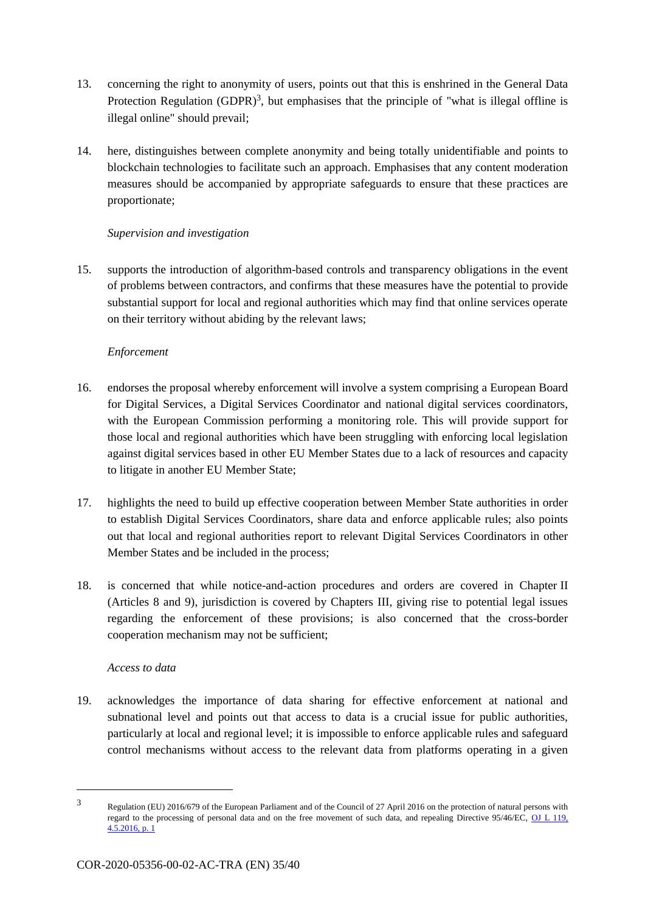13. concerning the right to anonymity of users, points out that this is enshrined in the General Data Protection Regulation (GDPR)[3], but emphasises that the principle of "what is illegal offline is illegal online" should prevail;

14. here, distinguishes between complete anonymity and being totally unidentifiable and points to blockchain technologies to facilitate such an approach. Emphasises that any content moderation measures should be accompanied by appropriate safeguards to ensure that these practices are proportionate;

*Supervision and investigation*

15. supports the introduction of algorithm-based controls and transparency obligations in the event of problems between contractors, and confirms that these measures have the potential to provide substantial support for local and regional authorities which may find that online services operate on their territory without abiding by the relevant laws;

*Enforcement*

16. endorses the proposal whereby enforcement will involve a system comprising a European Board for Digital Services, a Digital Services Coordinator and national digital services coordinators, with the European Commission performing a monitoring role. This will provide support for those local and regional authorities which have been struggling with enforcing local legislation against digital services based in other EU Member States due to a lack of resources and capacity to litigate in another EU Member State;

17. highlights the need to build up effective cooperation between Member State authorities in order to establish Digital Services Coordinators, share data and enforce applicable rules; also points out that local and regional authorities report to relevant Digital Services Coordinators in other Member States and be included in the process;

18. is concerned that while notice-and-action procedures and orders are covered in Chapter II (Articles 8 and 9), jurisdiction is covered by Chapters III, giving rise to potential legal issues regarding the enforcement of these provisions; is also concerned that the cross-border cooperation mechanism may not be sufficient;

*Access to data*

19. acknowledges the importance of data sharing for effective enforcement at national and subnational level and points out that access to data is a crucial issue for public authorities, particularly at local and regional level; it is impossible to enforce applicable rules and safeguard control mechanisms without access to the relevant data from platforms operating in a given

---

3 Regulation (EU) 2016/679 of the European Parliament and of the Council of 27 April 2016 on the protection of natural persons with regard to the processing of personal data and on the free movement of such data, and repealing Directive 95/46/EC, OJ L 119, 4.5.2016, p. 1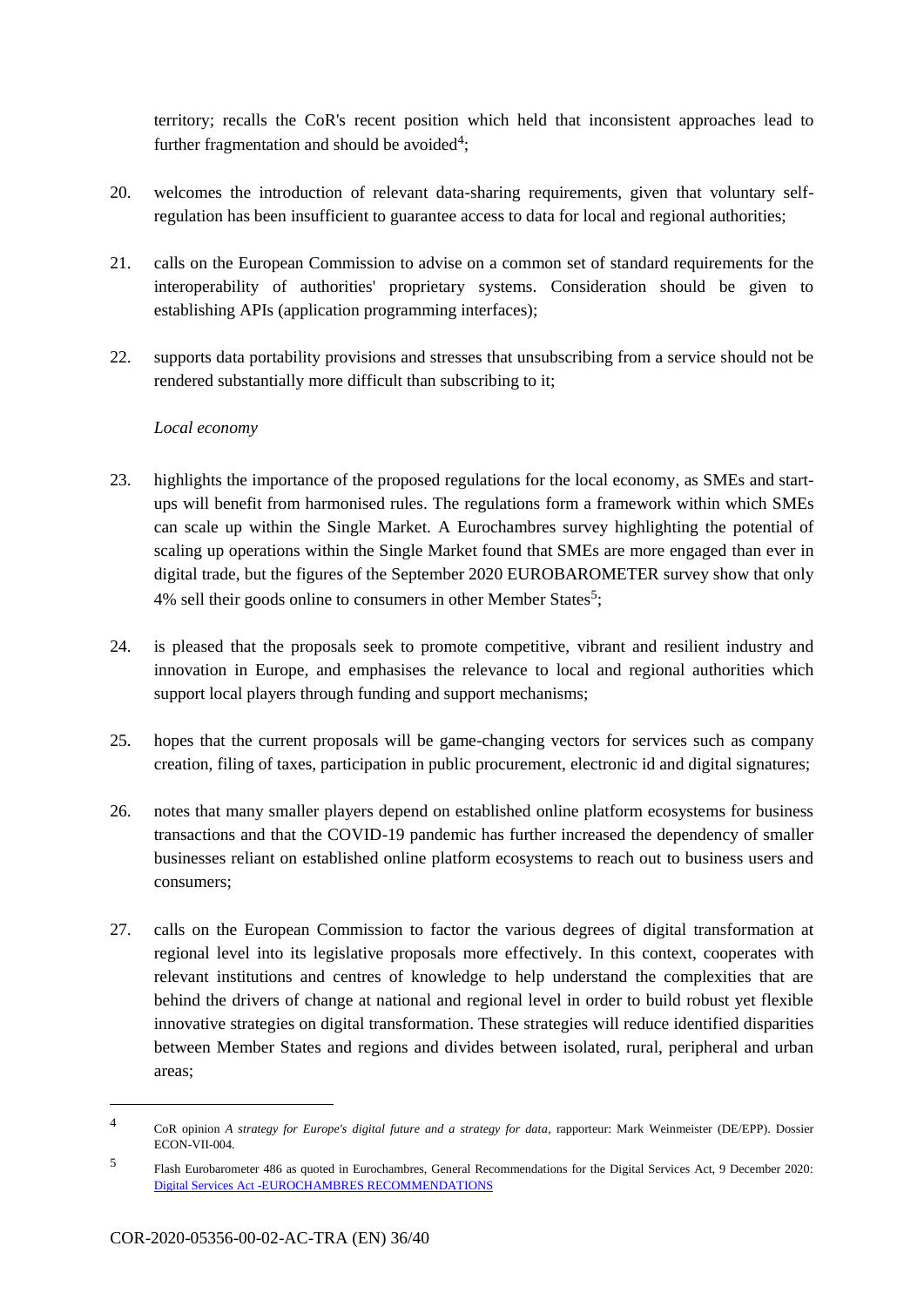territory; recalls the CoR's recent position which held that inconsistent approaches lead to further fragmentation and should be avoided[4];

20. welcomes the introduction of relevant data-sharing requirements, given that voluntary self-regulation has been insufficient to guarantee access to data for local and regional authorities;

21. calls on the European Commission to advise on a common set of standard requirements for the interoperability of authorities' proprietary systems. Consideration should be given to establishing APIs (application programming interfaces);

22. supports data portability provisions and stresses that unsubscribing from a service should not be rendered substantially more difficult than subscribing to it;

*Local economy*

23. highlights the importance of the proposed regulations for the local economy, as SMEs and start-ups will benefit from harmonised rules. The regulations form a framework within which SMEs can scale up within the Single Market. A Eurochambres survey highlighting the potential of scaling up operations within the Single Market found that SMEs are more engaged than ever in digital trade, but the figures of the September 2020 EUROBAROMETER survey show that only 4% sell their goods online to consumers in other Member States[5];

24. is pleased that the proposals seek to promote competitive, vibrant and resilient industry and innovation in Europe, and emphasises the relevance to local and regional authorities which support local players through funding and support mechanisms;

25. hopes that the current proposals will be game-changing vectors for services such as company creation, filing of taxes, participation in public procurement, electronic id and digital signatures;

26. notes that many smaller players depend on established online platform ecosystems for business transactions and that the COVID-19 pandemic has further increased the dependency of smaller businesses reliant on established online platform ecosystems to reach out to business users and consumers;

27. calls on the European Commission to factor the various degrees of digital transformation at regional level into its legislative proposals more effectively. In this context, cooperates with relevant institutions and centres of knowledge to help understand the complexities that are behind the drivers of change at national and regional level in order to build robust yet flexible innovative strategies on digital transformation. These strategies will reduce identified disparities between Member States and regions and divides between isolated, rural, peripheral and urban areas;

---

[4] CoR opinion *A strategy for Europe's digital future and a strategy for data*, rapporteur: Mark Weinmeister (DE/EPP). Dossier ECON-VII-004.

[5] Flash Eurobarometer 486 as quoted in Eurochambres, General Recommendations for the Digital Services Act, 9 December 2020: [Digital Services Act -EUROCHAMBRES RECOMMENDATIONS]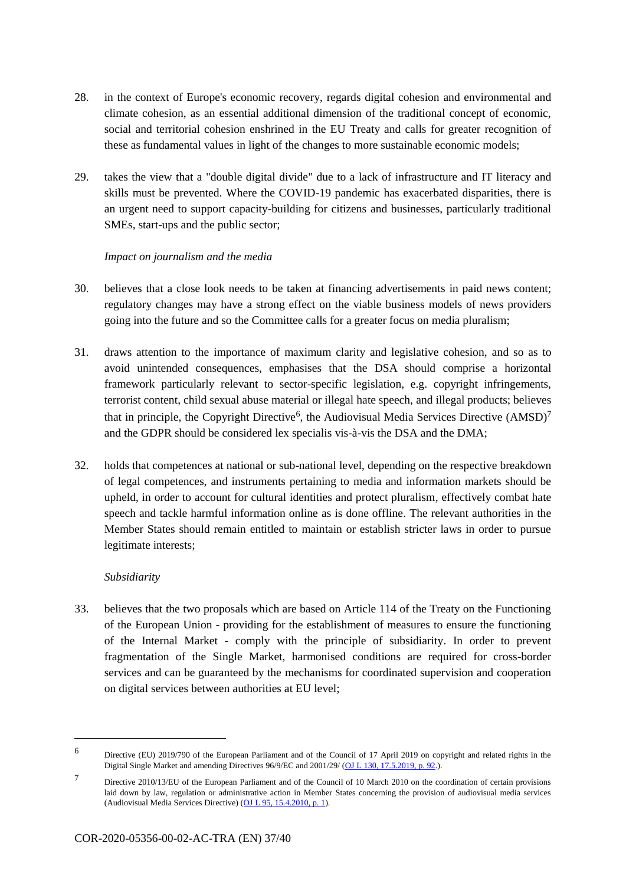28. in the context of Europe's economic recovery, regards digital cohesion and environmental and climate cohesion, as an essential additional dimension of the traditional concept of economic, social and territorial cohesion enshrined in the EU Treaty and calls for greater recognition of these as fundamental values in light of the changes to more sustainable economic models;

29. takes the view that a "double digital divide" due to a lack of infrastructure and IT literacy and skills must be prevented. Where the COVID-19 pandemic has exacerbated disparities, there is an urgent need to support capacity-building for citizens and businesses, particularly traditional SMEs, start-ups and the public sector;

*Impact on journalism and the media*

30. believes that a close look needs to be taken at financing advertisements in paid news content; regulatory changes may have a strong effect on the viable business models of news providers going into the future and so the Committee calls for a greater focus on media pluralism;

31. draws attention to the importance of maximum clarity and legislative cohesion, and so as to avoid unintended consequences, emphasises that the DSA should comprise a horizontal framework particularly relevant to sector-specific legislation, e.g. copyright infringements, terrorist content, child sexual abuse material or illegal hate speech, and illegal products; believes that in principle, the Copyright Directive[6], the Audiovisual Media Services Directive (AMSD)[7] and the GDPR should be considered lex specialis vis-à-vis the DSA and the DMA;

32. holds that competences at national or sub-national level, depending on the respective breakdown of legal competences, and instruments pertaining to media and information markets should be upheld, in order to account for cultural identities and protect pluralism, effectively combat hate speech and tackle harmful information online as is done offline. The relevant authorities in the Member States should remain entitled to maintain or establish stricter laws in order to pursue legitimate interests;

*Subsidiarity*

33. believes that the two proposals which are based on Article 114 of the Treaty on the Functioning of the European Union - providing for the establishment of measures to ensure the functioning of the Internal Market - comply with the principle of subsidiarity. In order to prevent fragmentation of the Single Market, harmonised conditions are required for cross-border services and can be guaranteed by the mechanisms for coordinated supervision and cooperation on digital services between authorities at EU level;

---

[6] Directive (EU) 2019/790 of the European Parliament and of the Council of 17 April 2019 on copyright and related rights in the Digital Single Market and amending Directives 96/9/EC and 2001/29/ (OJ L 130, 17.5.2019, p. 92.).

[7] Directive 2010/13/EU of the European Parliament and of the Council of 10 March 2010 on the coordination of certain provisions laid down by law, regulation or administrative action in Member States concerning the provision of audiovisual media services (Audiovisual Media Services Directive) (OJ L 95, 15.4.2010, p. 1).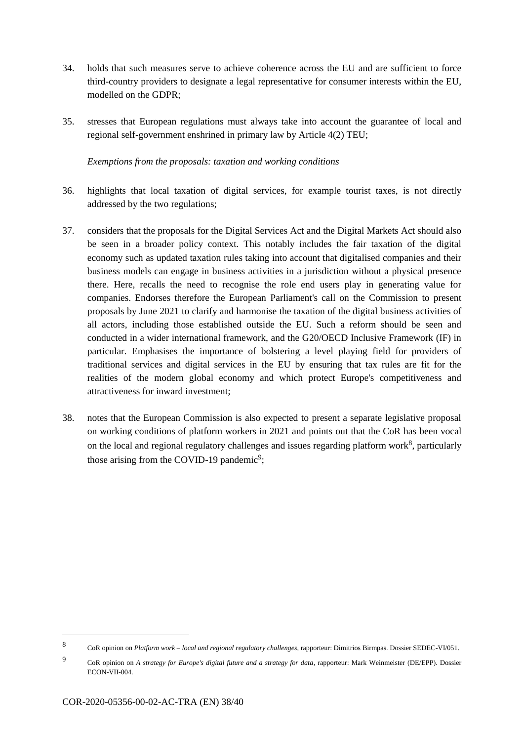34. holds that such measures serve to achieve coherence across the EU and are sufficient to force third-country providers to designate a legal representative for consumer interests within the EU, modelled on the GDPR;

35. stresses that European regulations must always take into account the guarantee of local and regional self-government enshrined in primary law by Article 4(2) TEU;

*Exemptions from the proposals: taxation and working conditions*

36. highlights that local taxation of digital services, for example tourist taxes, is not directly addressed by the two regulations;

37. considers that the proposals for the Digital Services Act and the Digital Markets Act should also be seen in a broader policy context. This notably includes the fair taxation of the digital economy such as updated taxation rules taking into account that digitalised companies and their business models can engage in business activities in a jurisdiction without a physical presence there. Here, recalls the need to recognise the role end users play in generating value for companies. Endorses therefore the European Parliament's call on the Commission to present proposals by June 2021 to clarify and harmonise the taxation of the digital business activities of all actors, including those established outside the EU. Such a reform should be seen and conducted in a wider international framework, and the G20/OECD Inclusive Framework (IF) in particular. Emphasises the importance of bolstering a level playing field for providers of traditional services and digital services in the EU by ensuring that tax rules are fit for the realities of the modern global economy and which protect Europe's competitiveness and attractiveness for inward investment;

38. notes that the European Commission is also expected to present a separate legislative proposal on working conditions of platform workers in 2021 and points out that the CoR has been vocal on the local and regional regulatory challenges and issues regarding platform work[8], particularly those arising from the COVID-19 pandemic[9];

---

[8] CoR opinion on *Platform work – local and regional regulatory challenges*, rapporteur: Dimitrios Birmpas. Dossier SEDEC-VI/051.

[9] CoR opinion on *A strategy for Europe's digital future and a strategy for data*, rapporteur: Mark Weinmeister (DE/EPP). Dossier ECON-VII-004.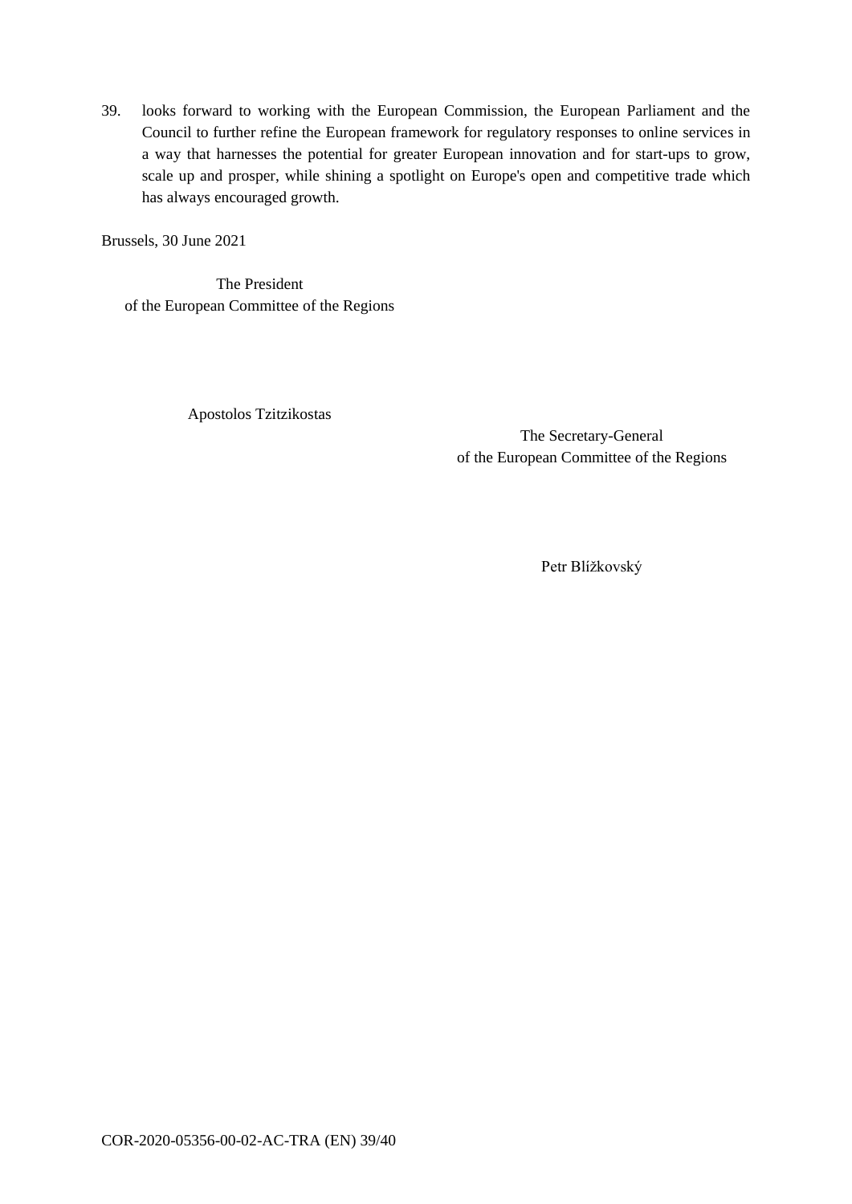39. looks forward to working with the European Commission, the European Parliament and the Council to further refine the European framework for regulatory responses to online services in a way that harnesses the potential for greater European innovation and for start-ups to grow, scale up and prosper, while shining a spotlight on Europe's open and competitive trade which has always encouraged growth.

Brussels, 30 June 2021

The President
of the European Committee of the Regions

Apostolos Tzitzikostas

The Secretary-General
of the European Committee of the Regions

Petr Blížkovský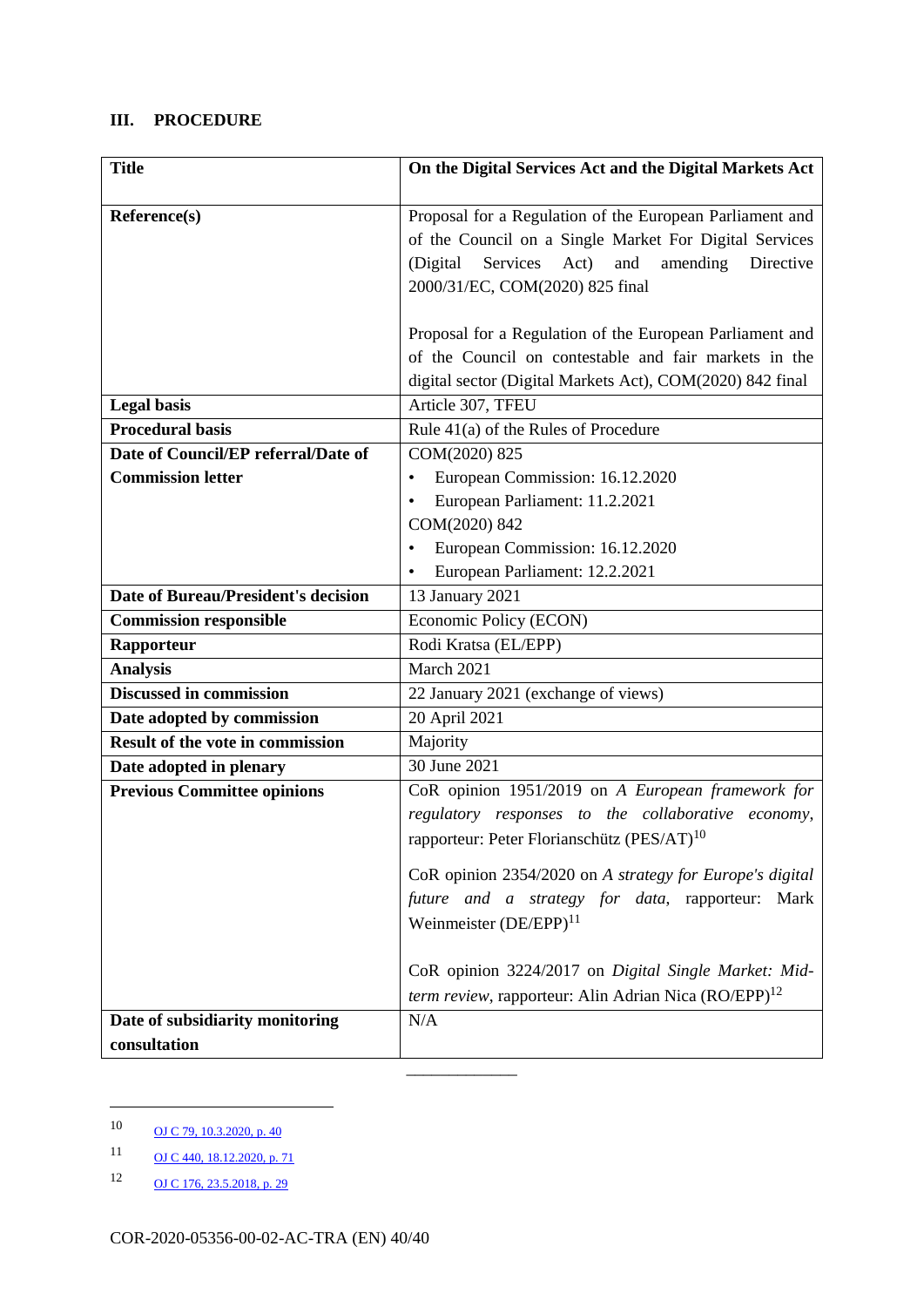## III. PROCEDURE

| | |
|---|---|
| **Title** | **On the Digital Services Act and the Digital Markets Act** |
| **Reference(s)** | Proposal for a Regulation of the European Parliament and of the Council on a Single Market For Digital Services (Digital Services Act) and amending Directive 2000/31/EC, COM(2020) 825 final<br><br>Proposal for a Regulation of the European Parliament and of the Council on contestable and fair markets in the digital sector (Digital Markets Act), COM(2020) 842 final |
| **Legal basis** | Article 307, TFEU |
| **Procedural basis** | Rule 41(a) of the Rules of Procedure |
| **Date of Council/EP referral/Date of Commission letter** | COM(2020) 825<br>• European Commission: 16.12.2020<br>• European Parliament: 11.2.2021<br>COM(2020) 842<br>• European Commission: 16.12.2020<br>• European Parliament: 12.2.2021 |
| **Date of Bureau/President's decision** | 13 January 2021 |
| **Commission responsible** | Economic Policy (ECON) |
| **Rapporteur** | Rodi Kratsa (EL/EPP) |
| **Analysis** | March 2021 |
| **Discussed in commission** | 22 January 2021 (exchange of views) |
| **Date adopted by commission** | 20 April 2021 |
| **Result of the vote in commission** | Majority |
| **Date adopted in plenary** | 30 June 2021 |
| **Previous Committee opinions** | CoR opinion 1951/2019 on *A European framework for regulatory responses to the collaborative economy*, rapporteur: Peter Florianschütz (PES/AT)[10]<br><br>CoR opinion 2354/2020 on *A strategy for Europe's digital future and a strategy for data*, rapporteur: Mark Weinmeister (DE/EPP)[11]<br><br>CoR opinion 3224/2017 on *Digital Single Market: Mid-term review*, rapporteur: Alin Adrian Nica (RO/EPP)[12] |
| **Date of subsidiarity monitoring consultation** | N/A |

_____________

[10] OJ C 79, 10.3.2020, p. 40

[11] OJ C 440, 18.12.2020, p. 71

[12] OJ C 176, 23.5.2018, p. 29